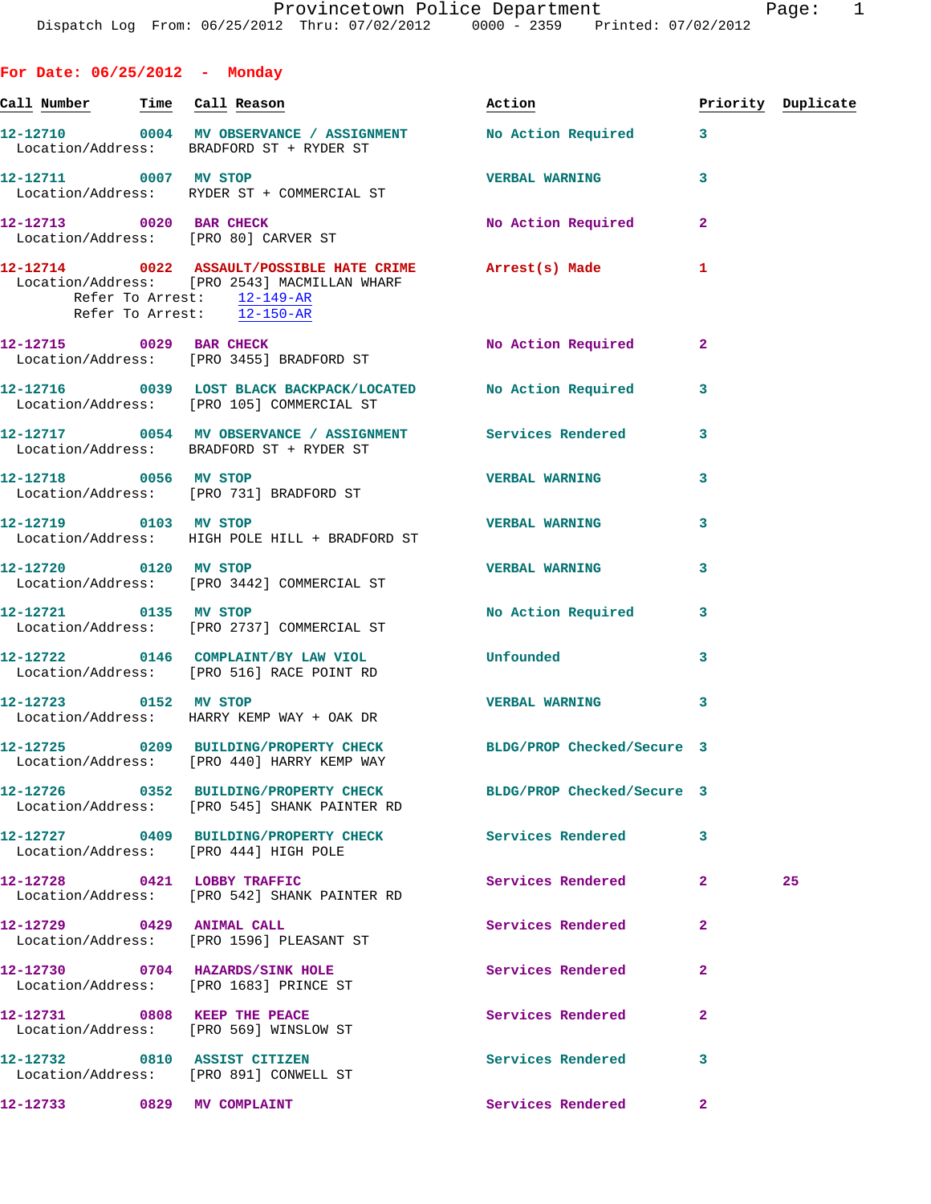**For Date: 06/25/2012 - Monday**

| Call Number | Time | Call Reason | Action | Priority | Duplicate |
|---|---|---|---|---|---|
| 12-12710 | 0004 | MV OBSERVANCE / ASSIGNMENT | No Action Required | 3 | |
| Location/Address: BRADFORD ST + RYDER ST | | | | | |
| 12-12711 | 0007 | MV STOP | VERBAL WARNING | 3 | |
| Location/Address: RYDER ST + COMMERCIAL ST | | | | | |
| 12-12713 | 0020 | BAR CHECK | No Action Required | 2 | |
| Location/Address: [PRO 80] CARVER ST | | | | | |
| 12-12714 | 0022 | ASSAULT/POSSIBLE HATE CRIME | Arrest(s) Made | 1 | |
| Location/Address: [PRO 2543] MACMILLAN WHARF; Refer To Arrest: 12-149-AR; Refer To Arrest: 12-150-AR | | | | | |
| 12-12715 | 0029 | BAR CHECK | No Action Required | 2 | |
| Location/Address: [PRO 3455] BRADFORD ST | | | | | |
| 12-12716 | 0039 | LOST BLACK BACKPACK/LOCATED | No Action Required | 3 | |
| Location/Address: [PRO 105] COMMERCIAL ST | | | | | |
| 12-12717 | 0054 | MV OBSERVANCE / ASSIGNMENT | Services Rendered | 3 | |
| Location/Address: BRADFORD ST + RYDER ST | | | | | |
| 12-12718 | 0056 | MV STOP | VERBAL WARNING | 3 | |
| Location/Address: [PRO 731] BRADFORD ST | | | | | |
| 12-12719 | 0103 | MV STOP | VERBAL WARNING | 3 | |
| Location/Address: HIGH POLE HILL + BRADFORD ST | | | | | |
| 12-12720 | 0120 | MV STOP | VERBAL WARNING | 3 | |
| Location/Address: [PRO 3442] COMMERCIAL ST | | | | | |
| 12-12721 | 0135 | MV STOP | No Action Required | 3 | |
| Location/Address: [PRO 2737] COMMERCIAL ST | | | | | |
| 12-12722 | 0146 | COMPLAINT/BY LAW VIOL | Unfounded | 3 | |
| Location/Address: [PRO 516] RACE POINT RD | | | | | |
| 12-12723 | 0152 | MV STOP | VERBAL WARNING | 3 | |
| Location/Address: HARRY KEMP WAY + OAK DR | | | | | |
| 12-12725 | 0209 | BUILDING/PROPERTY CHECK | BLDG/PROP Checked/Secure | 3 | |
| Location/Address: [PRO 440] HARRY KEMP WAY | | | | | |
| 12-12726 | 0352 | BUILDING/PROPERTY CHECK | BLDG/PROP Checked/Secure | 3 | |
| Location/Address: [PRO 545] SHANK PAINTER RD | | | | | |
| 12-12727 | 0409 | BUILDING/PROPERTY CHECK | Services Rendered | 3 | |
| Location/Address: [PRO 444] HIGH POLE | | | | | |
| 12-12728 | 0421 | LOBBY TRAFFIC | Services Rendered | 2 | 25 |
| Location/Address: [PRO 542] SHANK PAINTER RD | | | | | |
| 12-12729 | 0429 | ANIMAL CALL | Services Rendered | 2 | |
| Location/Address: [PRO 1596] PLEASANT ST | | | | | |
| 12-12730 | 0704 | HAZARDS/SINK HOLE | Services Rendered | 2 | |
| Location/Address: [PRO 1683] PRINCE ST | | | | | |
| 12-12731 | 0808 | KEEP THE PEACE | Services Rendered | 2 | |
| Location/Address: [PRO 569] WINSLOW ST | | | | | |
| 12-12732 | 0810 | ASSIST CITIZEN | Services Rendered | 3 | |
| Location/Address: [PRO 891] CONWELL ST | | | | | |
| 12-12733 | 0829 | MV COMPLAINT | Services Rendered | 2 | |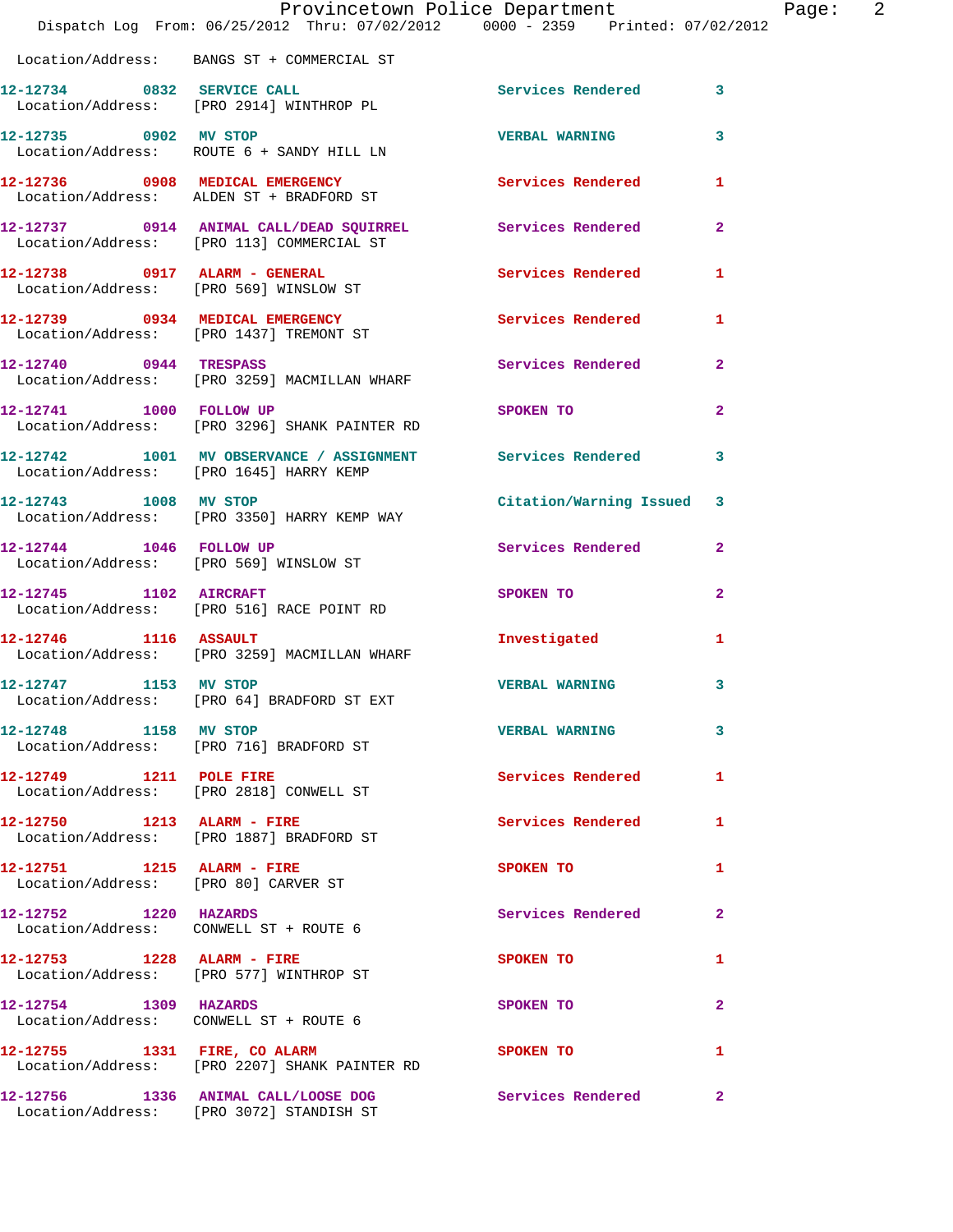Location/Address: BANGS ST + COMMERCIAL ST

| Call # | Time | Call Reason | Action | Priority |
|---|---|---|---|---|
| 12-12734 | 0832 | SERVICE CALL | Services Rendered | 3 |
| | | Location/Address: [PRO 2914] WINTHROP PL | | |
| 12-12735 | 0902 | MV STOP | VERBAL WARNING | 3 |
| | | Location/Address: ROUTE 6 + SANDY HILL LN | | |
| 12-12736 | 0908 | MEDICAL EMERGENCY | Services Rendered | 1 |
| | | Location/Address: ALDEN ST + BRADFORD ST | | |
| 12-12737 | 0914 | ANIMAL CALL/DEAD SQUIRREL | Services Rendered | 2 |
| | | Location/Address: [PRO 113] COMMERCIAL ST | | |
| 12-12738 | 0917 | ALARM - GENERAL | Services Rendered | 1 |
| | | Location/Address: [PRO 569] WINSLOW ST | | |
| 12-12739 | 0934 | MEDICAL EMERGENCY | Services Rendered | 1 |
| | | Location/Address: [PRO 1437] TREMONT ST | | |
| 12-12740 | 0944 | TRESPASS | Services Rendered | 2 |
| | | Location/Address: [PRO 3259] MACMILLAN WHARF | | |
| 12-12741 | 1000 | FOLLOW UP | SPOKEN TO | 2 |
| | | Location/Address: [PRO 3296] SHANK PAINTER RD | | |
| 12-12742 | 1001 | MV OBSERVANCE / ASSIGNMENT | Services Rendered | 3 |
| | | Location/Address: [PRO 1645] HARRY KEMP | | |
| 12-12743 | 1008 | MV STOP | Citation/Warning Issued | 3 |
| | | Location/Address: [PRO 3350] HARRY KEMP WAY | | |
| 12-12744 | 1046 | FOLLOW UP | Services Rendered | 2 |
| | | Location/Address: [PRO 569] WINSLOW ST | | |
| 12-12745 | 1102 | AIRCRAFT | SPOKEN TO | 2 |
| | | Location/Address: [PRO 516] RACE POINT RD | | |
| 12-12746 | 1116 | ASSAULT | Investigated | 1 |
| | | Location/Address: [PRO 3259] MACMILLAN WHARF | | |
| 12-12747 | 1153 | MV STOP | VERBAL WARNING | 3 |
| | | Location/Address: [PRO 64] BRADFORD ST EXT | | |
| 12-12748 | 1158 | MV STOP | VERBAL WARNING | 3 |
| | | Location/Address: [PRO 716] BRADFORD ST | | |
| 12-12749 | 1211 | POLE FIRE | Services Rendered | 1 |
| | | Location/Address: [PRO 2818] CONWELL ST | | |
| 12-12750 | 1213 | ALARM - FIRE | Services Rendered | 1 |
| | | Location/Address: [PRO 1887] BRADFORD ST | | |
| 12-12751 | 1215 | ALARM - FIRE | SPOKEN TO | 1 |
| | | Location/Address: [PRO 80] CARVER ST | | |
| 12-12752 | 1220 | HAZARDS | Services Rendered | 2 |
| | | Location/Address: CONWELL ST + ROUTE 6 | | |
| 12-12753 | 1228 | ALARM - FIRE | SPOKEN TO | 1 |
| | | Location/Address: [PRO 577] WINTHROP ST | | |
| 12-12754 | 1309 | HAZARDS | SPOKEN TO | 2 |
| | | Location/Address: CONWELL ST + ROUTE 6 | | |
| 12-12755 | 1331 | FIRE, CO ALARM | SPOKEN TO | 1 |
| | | Location/Address: [PRO 2207] SHANK PAINTER RD | | |
| 12-12756 | 1336 | ANIMAL CALL/LOOSE DOG | Services Rendered | 2 |
| | | Location/Address: [PRO 3072] STANDISH ST | | |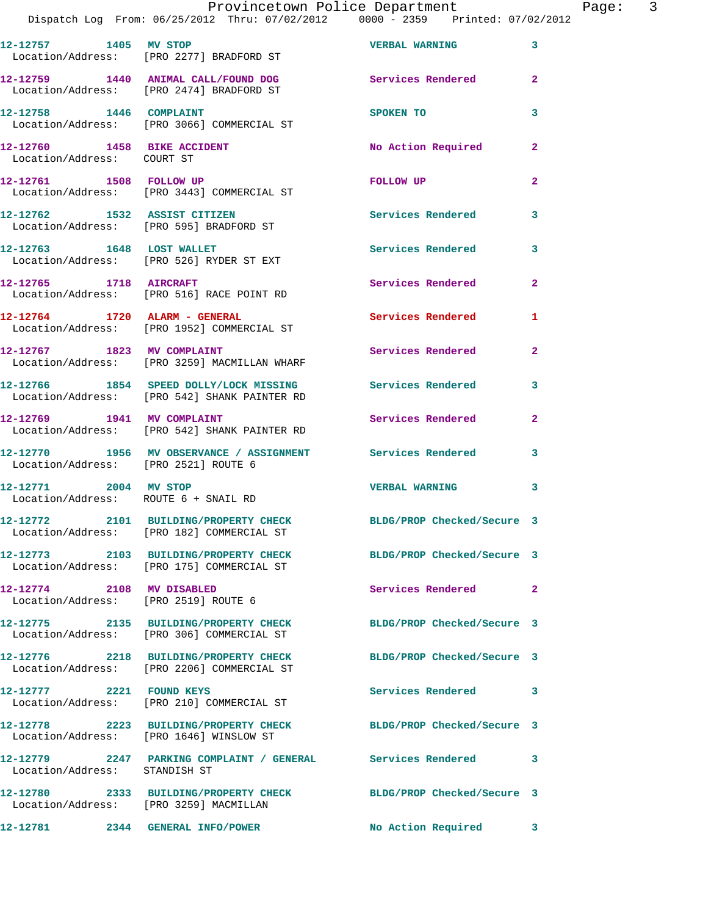| Call Number | Time | Call Reason | Action | Priority |
|---|---|---|---|---|
| 12-12757 | 1405 | MV STOP | VERBAL WARNING | 3 |
| Location/Address: [PRO 2277] BRADFORD ST | | | | |
| 12-12759 | 1440 | ANIMAL CALL/FOUND DOG | Services Rendered | 2 |
| Location/Address: [PRO 2474] BRADFORD ST | | | | |
| 12-12758 | 1446 | COMPLAINT | SPOKEN TO | 3 |
| Location/Address: [PRO 3066] COMMERCIAL ST | | | | |
| 12-12760 | 1458 | BIKE ACCIDENT | No Action Required | 2 |
| Location/Address: COURT ST | | | | |
| 12-12761 | 1508 | FOLLOW UP | FOLLOW UP | 2 |
| Location/Address: [PRO 3443] COMMERCIAL ST | | | | |
| 12-12762 | 1532 | ASSIST CITIZEN | Services Rendered | 3 |
| Location/Address: [PRO 595] BRADFORD ST | | | | |
| 12-12763 | 1648 | LOST WALLET | Services Rendered | 3 |
| Location/Address: [PRO 526] RYDER ST EXT | | | | |
| 12-12765 | 1718 | AIRCRAFT | Services Rendered | 2 |
| Location/Address: [PRO 516] RACE POINT RD | | | | |
| 12-12764 | 1720 | ALARM - GENERAL | Services Rendered | 1 |
| Location/Address: [PRO 1952] COMMERCIAL ST | | | | |
| 12-12767 | 1823 | MV COMPLAINT | Services Rendered | 2 |
| Location/Address: [PRO 3259] MACMILLAN WHARF | | | | |
| 12-12766 | 1854 | SPEED DOLLY/LOCK MISSING | Services Rendered | 3 |
| Location/Address: [PRO 542] SHANK PAINTER RD | | | | |
| 12-12769 | 1941 | MV COMPLAINT | Services Rendered | 2 |
| Location/Address: [PRO 542] SHANK PAINTER RD | | | | |
| 12-12770 | 1956 | MV OBSERVANCE / ASSIGNMENT | Services Rendered | 3 |
| Location/Address: [PRO 2521] ROUTE 6 | | | | |
| 12-12771 | 2004 | MV STOP | VERBAL WARNING | 3 |
| Location/Address: ROUTE 6 + SNAIL RD | | | | |
| 12-12772 | 2101 | BUILDING/PROPERTY CHECK | BLDG/PROP Checked/Secure | 3 |
| Location/Address: [PRO 182] COMMERCIAL ST | | | | |
| 12-12773 | 2103 | BUILDING/PROPERTY CHECK | BLDG/PROP Checked/Secure | 3 |
| Location/Address: [PRO 175] COMMERCIAL ST | | | | |
| 12-12774 | 2108 | MV DISABLED | Services Rendered | 2 |
| Location/Address: [PRO 2519] ROUTE 6 | | | | |
| 12-12775 | 2135 | BUILDING/PROPERTY CHECK | BLDG/PROP Checked/Secure | 3 |
| Location/Address: [PRO 306] COMMERCIAL ST | | | | |
| 12-12776 | 2218 | BUILDING/PROPERTY CHECK | BLDG/PROP Checked/Secure | 3 |
| Location/Address: [PRO 2206] COMMERCIAL ST | | | | |
| 12-12777 | 2221 | FOUND KEYS | Services Rendered | 3 |
| Location/Address: [PRO 210] COMMERCIAL ST | | | | |
| 12-12778 | 2223 | BUILDING/PROPERTY CHECK | BLDG/PROP Checked/Secure | 3 |
| Location/Address: [PRO 1646] WINSLOW ST | | | | |
| 12-12779 | 2247 | PARKING COMPLAINT / GENERAL | Services Rendered | 3 |
| Location/Address: STANDISH ST | | | | |
| 12-12780 | 2333 | BUILDING/PROPERTY CHECK | BLDG/PROP Checked/Secure | 3 |
| Location/Address: [PRO 3259] MACMILLAN | | | | |
| 12-12781 | 2344 | GENERAL INFO/POWER | No Action Required | 3 |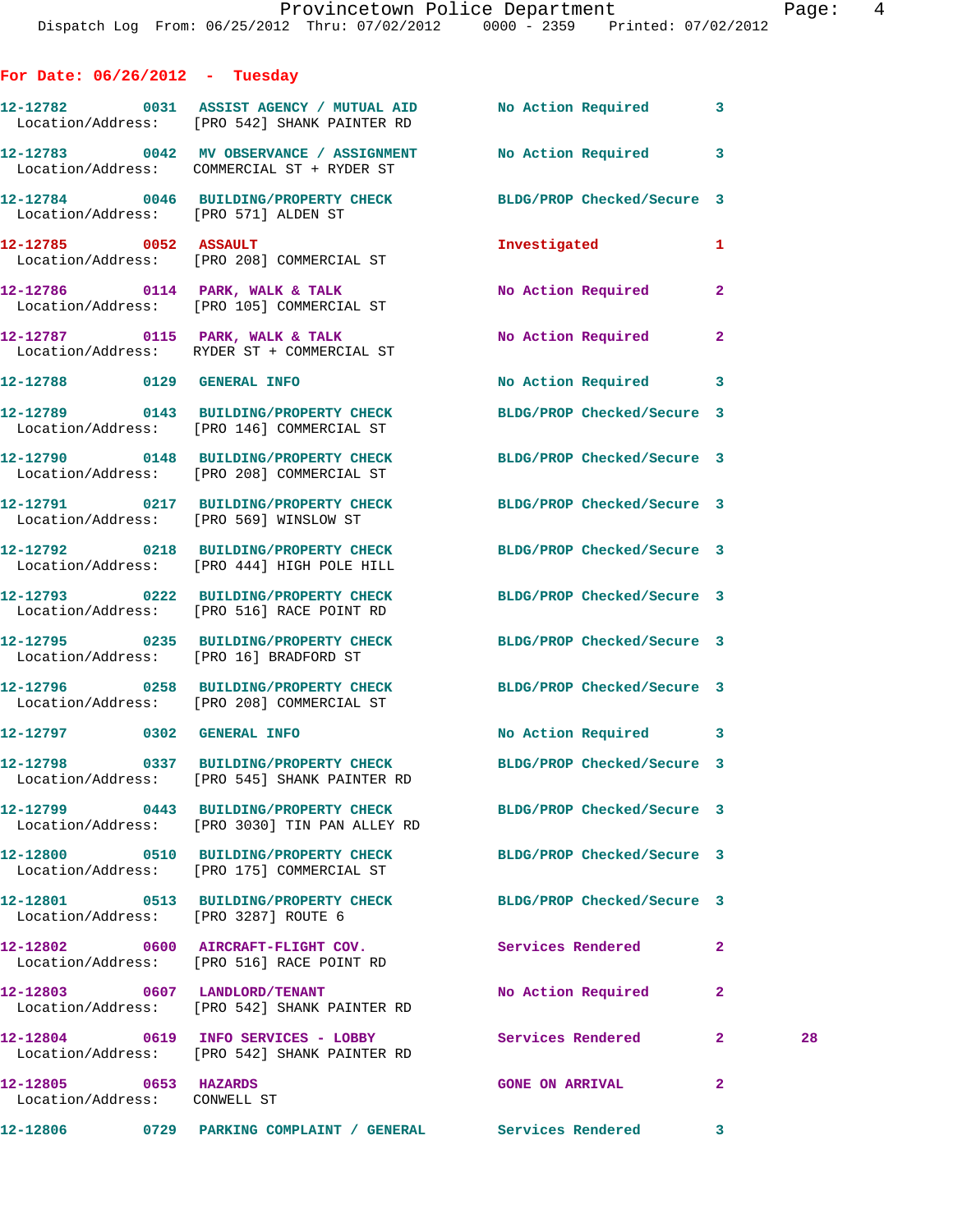## For Date: 06/26/2012 - Tuesday

| Call # | Time | Call Type | Disposition | Priority | |
|---|---|---|---|---|---|
| 12-12782 | 0031 | ASSIST AGENCY / MUTUAL AID<br>Location/Address: [PRO 542] SHANK PAINTER RD | No Action Required | 3 | |
| 12-12783 | 0042 | MV OBSERVANCE / ASSIGNMENT<br>Location/Address: COMMERCIAL ST + RYDER ST | No Action Required | 3 | |
| 12-12784 | 0046 | BUILDING/PROPERTY CHECK<br>Location/Address: [PRO 571] ALDEN ST | BLDG/PROP Checked/Secure | 3 | |
| 12-12785 | 0052 | ASSAULT<br>Location/Address: [PRO 208] COMMERCIAL ST | Investigated | 1 | |
| 12-12786 | 0114 | PARK, WALK & TALK<br>Location/Address: [PRO 105] COMMERCIAL ST | No Action Required | 2 | |
| 12-12787 | 0115 | PARK, WALK & TALK<br>Location/Address: RYDER ST + COMMERCIAL ST | No Action Required | 2 | |
| 12-12788 | 0129 | GENERAL INFO | No Action Required | 3 | |
| 12-12789 | 0143 | BUILDING/PROPERTY CHECK<br>Location/Address: [PRO 146] COMMERCIAL ST | BLDG/PROP Checked/Secure | 3 | |
| 12-12790 | 0148 | BUILDING/PROPERTY CHECK<br>Location/Address: [PRO 208] COMMERCIAL ST | BLDG/PROP Checked/Secure | 3 | |
| 12-12791 | 0217 | BUILDING/PROPERTY CHECK<br>Location/Address: [PRO 569] WINSLOW ST | BLDG/PROP Checked/Secure | 3 | |
| 12-12792 | 0218 | BUILDING/PROPERTY CHECK<br>Location/Address: [PRO 444] HIGH POLE HILL | BLDG/PROP Checked/Secure | 3 | |
| 12-12793 | 0222 | BUILDING/PROPERTY CHECK<br>Location/Address: [PRO 516] RACE POINT RD | BLDG/PROP Checked/Secure | 3 | |
| 12-12795 | 0235 | BUILDING/PROPERTY CHECK<br>Location/Address: [PRO 16] BRADFORD ST | BLDG/PROP Checked/Secure | 3 | |
| 12-12796 | 0258 | BUILDING/PROPERTY CHECK<br>Location/Address: [PRO 208] COMMERCIAL ST | BLDG/PROP Checked/Secure | 3 | |
| 12-12797 | 0302 | GENERAL INFO | No Action Required | 3 | |
| 12-12798 | 0337 | BUILDING/PROPERTY CHECK<br>Location/Address: [PRO 545] SHANK PAINTER RD | BLDG/PROP Checked/Secure | 3 | |
| 12-12799 | 0443 | BUILDING/PROPERTY CHECK<br>Location/Address: [PRO 3030] TIN PAN ALLEY RD | BLDG/PROP Checked/Secure | 3 | |
| 12-12800 | 0510 | BUILDING/PROPERTY CHECK<br>Location/Address: [PRO 175] COMMERCIAL ST | BLDG/PROP Checked/Secure | 3 | |
| 12-12801 | 0513 | BUILDING/PROPERTY CHECK<br>Location/Address: [PRO 3287] ROUTE 6 | BLDG/PROP Checked/Secure | 3 | |
| 12-12802 | 0600 | AIRCRAFT-FLIGHT COV.<br>Location/Address: [PRO 516] RACE POINT RD | Services Rendered | 2 | |
| 12-12803 | 0607 | LANDLORD/TENANT<br>Location/Address: [PRO 542] SHANK PAINTER RD | No Action Required | 2 | |
| 12-12804 | 0619 | INFO SERVICES - LOBBY<br>Location/Address: [PRO 542] SHANK PAINTER RD | Services Rendered | 2 | 28 |
| 12-12805 | 0653 | HAZARDS<br>Location/Address: CONWELL ST | GONE ON ARRIVAL | 2 | |
| 12-12806 | 0729 | PARKING COMPLAINT / GENERAL | Services Rendered | 3 | |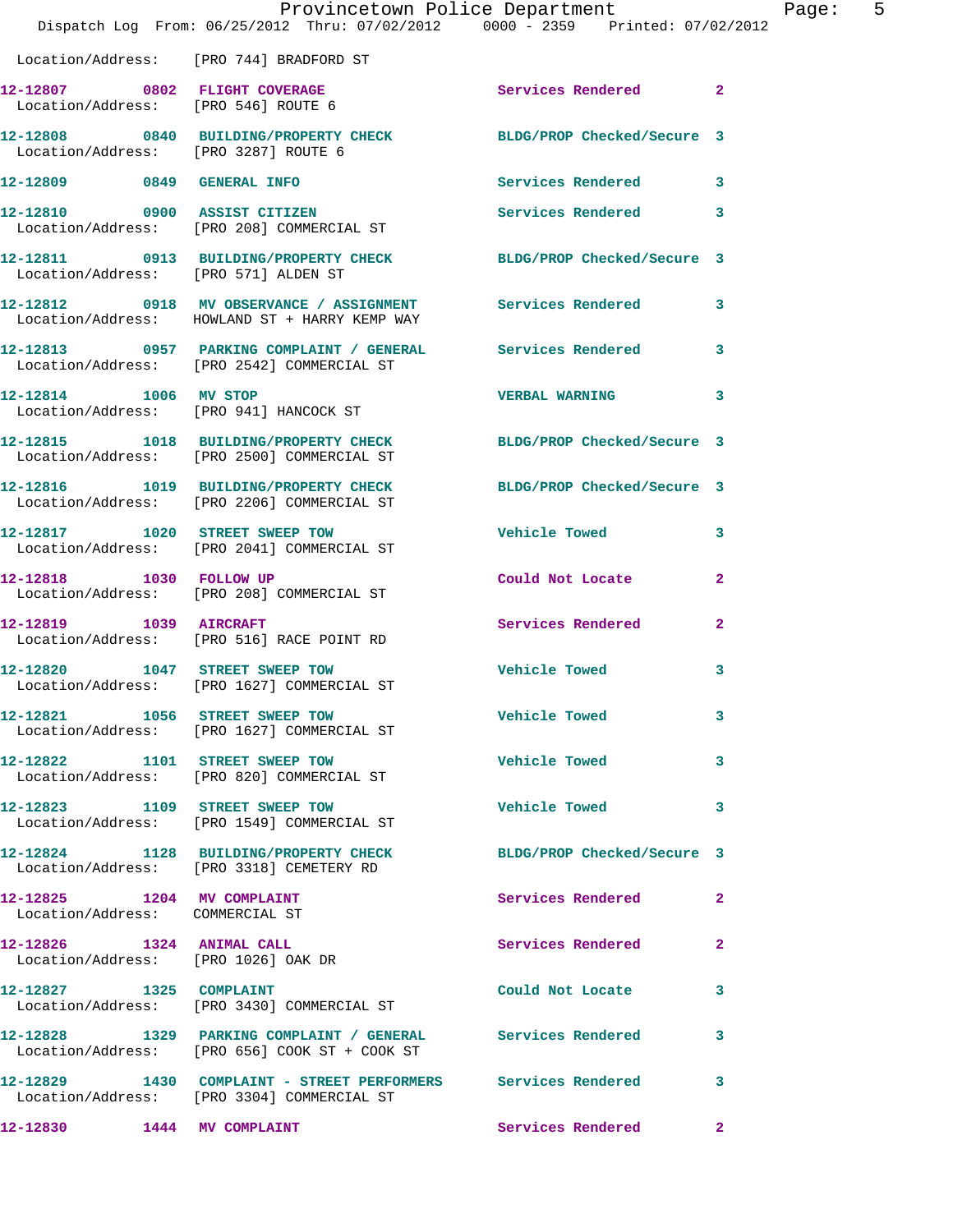Location/Address: [PRO 744] BRADFORD ST

**12-12807** 0802 **FLIGHT COVERAGE** Services Rendered 2
Location/Address: [PRO 546] ROUTE 6

**12-12808** 0840 **BUILDING/PROPERTY CHECK** BLDG/PROP Checked/Secure 3
Location/Address: [PRO 3287] ROUTE 6

**12-12809** 0849 **GENERAL INFO** Services Rendered 3

**12-12810** 0900 **ASSIST CITIZEN** Services Rendered 3
Location/Address: [PRO 208] COMMERCIAL ST

**12-12811** 0913 **BUILDING/PROPERTY CHECK** BLDG/PROP Checked/Secure 3
Location/Address: [PRO 571] ALDEN ST

**12-12812** 0918 **MV OBSERVANCE / ASSIGNMENT** Services Rendered 3
Location/Address: HOWLAND ST + HARRY KEMP WAY

**12-12813** 0957 **PARKING COMPLAINT / GENERAL** Services Rendered 3
Location/Address: [PRO 2542] COMMERCIAL ST

**12-12814** 1006 **MV STOP** VERBAL WARNING 3
Location/Address: [PRO 941] HANCOCK ST

**12-12815** 1018 **BUILDING/PROPERTY CHECK** BLDG/PROP Checked/Secure 3
Location/Address: [PRO 2500] COMMERCIAL ST

**12-12816** 1019 **BUILDING/PROPERTY CHECK** BLDG/PROP Checked/Secure 3
Location/Address: [PRO 2206] COMMERCIAL ST

**12-12817** 1020 **STREET SWEEP TOW** Vehicle Towed 3
Location/Address: [PRO 2041] COMMERCIAL ST

**12-12818** 1030 **FOLLOW UP** Could Not Locate 2
Location/Address: [PRO 208] COMMERCIAL ST

**12-12819** 1039 **AIRCRAFT** Services Rendered 2
Location/Address: [PRO 516] RACE POINT RD

**12-12820** 1047 **STREET SWEEP TOW** Vehicle Towed 3
Location/Address: [PRO 1627] COMMERCIAL ST

**12-12821** 1056 **STREET SWEEP TOW** Vehicle Towed 3
Location/Address: [PRO 1627] COMMERCIAL ST

**12-12822** 1101 **STREET SWEEP TOW** Vehicle Towed 3
Location/Address: [PRO 820] COMMERCIAL ST

**12-12823** 1109 **STREET SWEEP TOW** Vehicle Towed 3
Location/Address: [PRO 1549] COMMERCIAL ST

**12-12824** 1128 **BUILDING/PROPERTY CHECK** BLDG/PROP Checked/Secure 3
Location/Address: [PRO 3318] CEMETERY RD

**12-12825** 1204 **MV COMPLAINT** Services Rendered 2
Location/Address: COMMERCIAL ST

**12-12826** 1324 **ANIMAL CALL** Services Rendered 2
Location/Address: [PRO 1026] OAK DR

**12-12827** 1325 **COMPLAINT** Could Not Locate 3
Location/Address: [PRO 3430] COMMERCIAL ST

**12-12828** 1329 **PARKING COMPLAINT / GENERAL** Services Rendered 3
Location/Address: [PRO 656] COOK ST + COOK ST

**12-12829** 1430 **COMPLAINT - STREET PERFORMERS** Services Rendered 3
Location/Address: [PRO 3304] COMMERCIAL ST

**12-12830** 1444 **MV COMPLAINT** Services Rendered 2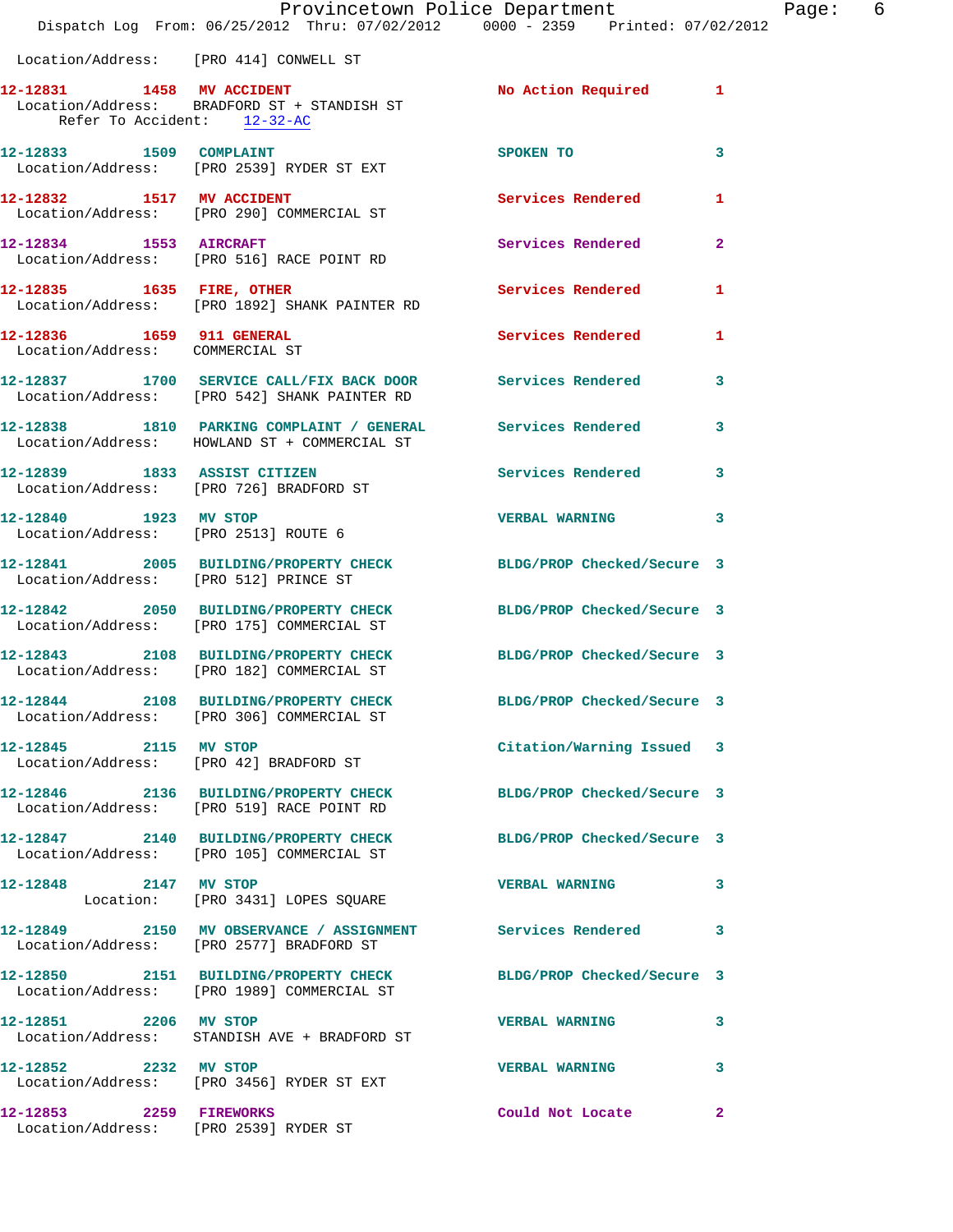Location/Address: [PRO 414] CONWELL ST

12-12831 1458 MV ACCIDENT No Action Required 1
Location/Address: BRADFORD ST + STANDISH ST
Refer To Accident: 12-32-AC

12-12833 1509 COMPLAINT SPOKEN TO 3
Location/Address: [PRO 2539] RYDER ST EXT

12-12832 1517 MV ACCIDENT Services Rendered 1
Location/Address: [PRO 290] COMMERCIAL ST

12-12834 1553 AIRCRAFT Services Rendered 2
Location/Address: [PRO 516] RACE POINT RD

12-12835 1635 FIRE, OTHER Services Rendered 1
Location/Address: [PRO 1892] SHANK PAINTER RD

12-12836 1659 911 GENERAL Services Rendered 1
Location/Address: COMMERCIAL ST

12-12837 1700 SERVICE CALL/FIX BACK DOOR Services Rendered 3
Location/Address: [PRO 542] SHANK PAINTER RD

12-12838 1810 PARKING COMPLAINT / GENERAL Services Rendered 3
Location/Address: HOWLAND ST + COMMERCIAL ST

12-12839 1833 ASSIST CITIZEN Services Rendered 3
Location/Address: [PRO 726] BRADFORD ST

12-12840 1923 MV STOP VERBAL WARNING 3
Location/Address: [PRO 2513] ROUTE 6

12-12841 2005 BUILDING/PROPERTY CHECK BLDG/PROP Checked/Secure 3
Location/Address: [PRO 512] PRINCE ST

12-12842 2050 BUILDING/PROPERTY CHECK BLDG/PROP Checked/Secure 3
Location/Address: [PRO 175] COMMERCIAL ST

12-12843 2108 BUILDING/PROPERTY CHECK BLDG/PROP Checked/Secure 3
Location/Address: [PRO 182] COMMERCIAL ST

12-12844 2108 BUILDING/PROPERTY CHECK BLDG/PROP Checked/Secure 3
Location/Address: [PRO 306] COMMERCIAL ST

12-12845 2115 MV STOP Citation/Warning Issued 3
Location/Address: [PRO 42] BRADFORD ST

12-12846 2136 BUILDING/PROPERTY CHECK BLDG/PROP Checked/Secure 3
Location/Address: [PRO 519] RACE POINT RD

12-12847 2140 BUILDING/PROPERTY CHECK BLDG/PROP Checked/Secure 3
Location/Address: [PRO 105] COMMERCIAL ST

12-12848 2147 MV STOP VERBAL WARNING 3
Location: [PRO 3431] LOPES SQUARE

12-12849 2150 MV OBSERVANCE / ASSIGNMENT Services Rendered 3
Location/Address: [PRO 2577] BRADFORD ST

12-12850 2151 BUILDING/PROPERTY CHECK BLDG/PROP Checked/Secure 3
Location/Address: [PRO 1989] COMMERCIAL ST

12-12851 2206 MV STOP VERBAL WARNING 3
Location/Address: STANDISH AVE + BRADFORD ST

12-12852 2232 MV STOP VERBAL WARNING 3
Location/Address: [PRO 3456] RYDER ST EXT

12-12853 2259 FIREWORKS Could Not Locate 2
Location/Address: [PRO 2539] RYDER ST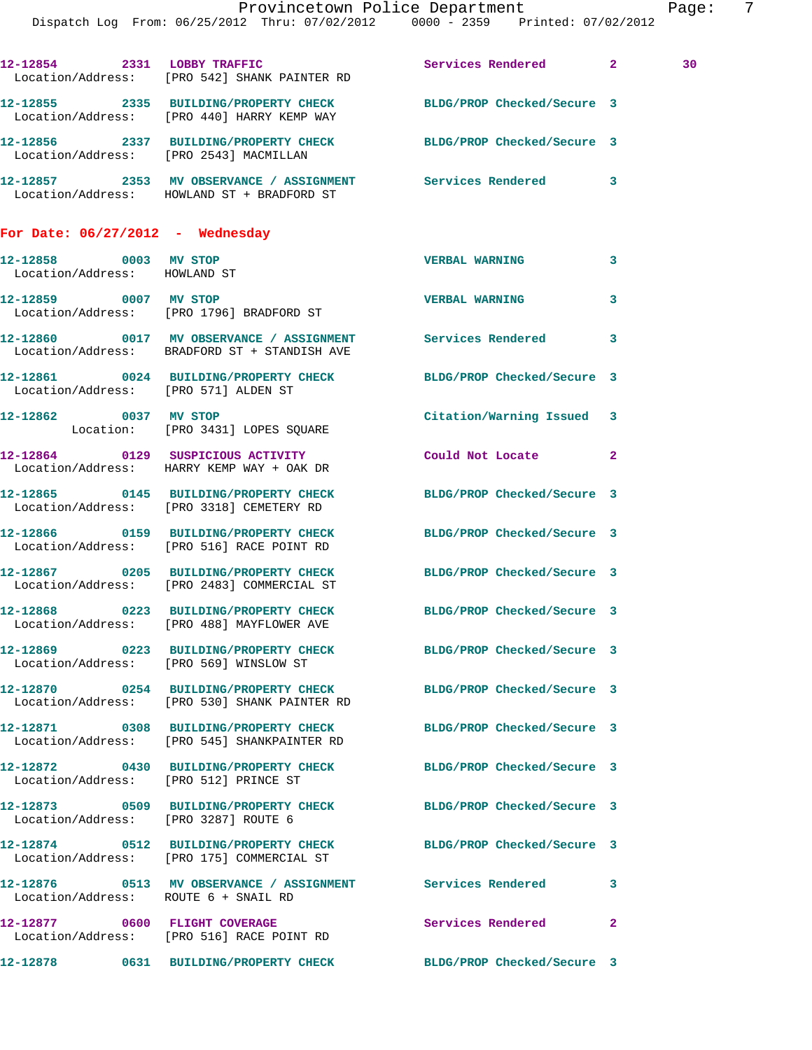12-12854 2331 LOBBY TRAFFIC Services Rendered 2 30
Location/Address: [PRO 542] SHANK PAINTER RD

12-12855 2335 BUILDING/PROPERTY CHECK BLDG/PROP Checked/Secure 3
Location/Address: [PRO 440] HARRY KEMP WAY

12-12856 2337 BUILDING/PROPERTY CHECK BLDG/PROP Checked/Secure 3
Location/Address: [PRO 2543] MACMILLAN

12-12857 2353 MV OBSERVATION / ASSIGNMENT Services Rendered 3
Location/Address: HOWLAND ST + BRADFORD ST

## For Date: 06/27/2012 - Wednesday

12-12858 0003 MV STOP VERBAL WARNING 3
Location/Address: HOWLAND ST

12-12859 0007 MV STOP VERBAL WARNING 3
Location/Address: [PRO 1796] BRADFORD ST

12-12860 0017 MV OBSERVATION / ASSIGNMENT Services Rendered 3
Location/Address: BRADFORD ST + STANDISH AVE

12-12861 0024 BUILDING/PROPERTY CHECK BLDG/PROP Checked/Secure 3
Location/Address: [PRO 571] ALDEN ST

12-12862 0037 MV STOP Citation/Warning Issued 3
Location: [PRO 3431] LOPES SQUARE

12-12864 0129 SUSPICIOUS ACTIVITY Could Not Locate 2
Location/Address: HARRY KEMP WAY + OAK DR

12-12865 0145 BUILDING/PROPERTY CHECK BLDG/PROP Checked/Secure 3
Location/Address: [PRO 3318] CEMETERY RD

12-12866 0159 BUILDING/PROPERTY CHECK BLDG/PROP Checked/Secure 3
Location/Address: [PRO 516] RACE POINT RD

12-12867 0205 BUILDING/PROPERTY CHECK BLDG/PROP Checked/Secure 3
Location/Address: [PRO 2483] COMMERCIAL ST

12-12868 0223 BUILDING/PROPERTY CHECK BLDG/PROP Checked/Secure 3
Location/Address: [PRO 488] MAYFLOWER AVE

12-12869 0223 BUILDING/PROPERTY CHECK BLDG/PROP Checked/Secure 3
Location/Address: [PRO 569] WINSLOW ST

12-12870 0254 BUILDING/PROPERTY CHECK BLDG/PROP Checked/Secure 3
Location/Address: [PRO 530] SHANK PAINTER RD

12-12871 0308 BUILDING/PROPERTY CHECK BLDG/PROP Checked/Secure 3
Location/Address: [PRO 545] SHANKPAINTER RD

12-12872 0430 BUILDING/PROPERTY CHECK BLDG/PROP Checked/Secure 3
Location/Address: [PRO 512] PRINCE ST

12-12873 0509 BUILDING/PROPERTY CHECK BLDG/PROP Checked/Secure 3
Location/Address: [PRO 3287] ROUTE 6

12-12874 0512 BUILDING/PROPERTY CHECK BLDG/PROP Checked/Secure 3
Location/Address: [PRO 175] COMMERCIAL ST

12-12876 0513 MV OBSERVATION / ASSIGNMENT Services Rendered 3
Location/Address: ROUTE 6 + SNAIL RD

12-12877 0600 FLIGHT COVERAGE Services Rendered 2
Location/Address: [PRO 516] RACE POINT RD

12-12878 0631 BUILDING/PROPERTY CHECK BLDG/PROP Checked/Secure 3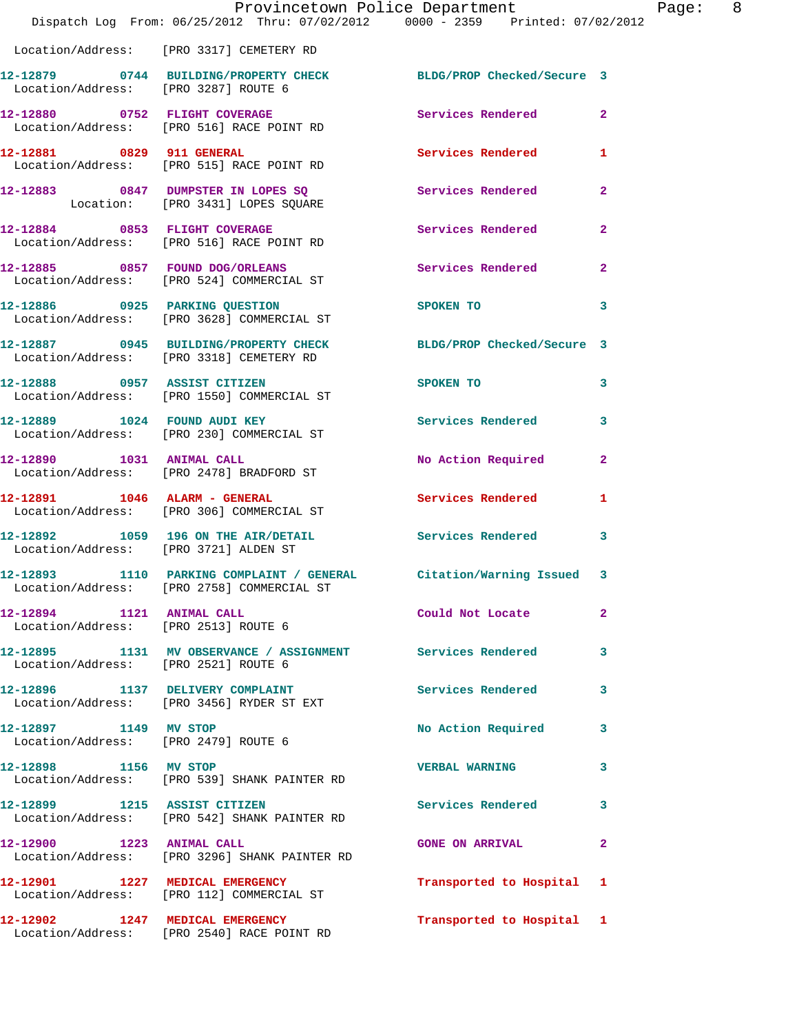Location/Address: [PRO 3317] CEMETERY RD

| Call # | Time | Call Reason | Action | Priority |
|---|---|---|---|---|
| 12-12879 | 0744 | BUILDING/PROPERTY CHECK | BLDG/PROP Checked/Secure | 3 |
| | | Location/Address: [PRO 3287] ROUTE 6 | | |
| 12-12880 | 0752 | FLIGHT COVERAGE | Services Rendered | 2 |
| | | Location/Address: [PRO 516] RACE POINT RD | | |
| 12-12881 | 0829 | 911 GENERAL | Services Rendered | 1 |
| | | Location/Address: [PRO 515] RACE POINT RD | | |
| 12-12883 | 0847 | DUMPSTER IN LOPES SQ | Services Rendered | 2 |
| | | Location: [PRO 3431] LOPES SQUARE | | |
| 12-12884 | 0853 | FLIGHT COVERAGE | Services Rendered | 2 |
| | | Location/Address: [PRO 516] RACE POINT RD | | |
| 12-12885 | 0857 | FOUND DOG/ORLEANS | Services Rendered | 2 |
| | | Location/Address: [PRO 524] COMMERCIAL ST | | |
| 12-12886 | 0925 | PARKING QUESTION | SPOKEN TO | 3 |
| | | Location/Address: [PRO 3628] COMMERCIAL ST | | |
| 12-12887 | 0945 | BUILDING/PROPERTY CHECK | BLDG/PROP Checked/Secure | 3 |
| | | Location/Address: [PRO 3318] CEMETERY RD | | |
| 12-12888 | 0957 | ASSIST CITIZEN | SPOKEN TO | 3 |
| | | Location/Address: [PRO 1550] COMMERCIAL ST | | |
| 12-12889 | 1024 | FOUND AUDI KEY | Services Rendered | 3 |
| | | Location/Address: [PRO 230] COMMERCIAL ST | | |
| 12-12890 | 1031 | ANIMAL CALL | No Action Required | 2 |
| | | Location/Address: [PRO 2478] BRADFORD ST | | |
| 12-12891 | 1046 | ALARM - GENERAL | Services Rendered | 1 |
| | | Location/Address: [PRO 306] COMMERCIAL ST | | |
| 12-12892 | 1059 | 196 ON THE AIR/DETAIL | Services Rendered | 3 |
| | | Location/Address: [PRO 3721] ALDEN ST | | |
| 12-12893 | 1110 | PARKING COMPLAINT / GENERAL | Citation/Warning Issued | 3 |
| | | Location/Address: [PRO 2758] COMMERCIAL ST | | |
| 12-12894 | 1121 | ANIMAL CALL | Could Not Locate | 2 |
| | | Location/Address: [PRO 2513] ROUTE 6 | | |
| 12-12895 | 1131 | MV OBSERVANCE / ASSIGNMENT | Services Rendered | 3 |
| | | Location/Address: [PRO 2521] ROUTE 6 | | |
| 12-12896 | 1137 | DELIVERY COMPLAINT | Services Rendered | 3 |
| | | Location/Address: [PRO 3456] RYDER ST EXT | | |
| 12-12897 | 1149 | MV STOP | No Action Required | 3 |
| | | Location/Address: [PRO 2479] ROUTE 6 | | |
| 12-12898 | 1156 | MV STOP | VERBAL WARNING | 3 |
| | | Location/Address: [PRO 539] SHANK PAINTER RD | | |
| 12-12899 | 1215 | ASSIST CITIZEN | Services Rendered | 3 |
| | | Location/Address: [PRO 542] SHANK PAINTER RD | | |
| 12-12900 | 1223 | ANIMAL CALL | GONE ON ARRIVAL | 2 |
| | | Location/Address: [PRO 3296] SHANK PAINTER RD | | |
| 12-12901 | 1227 | MEDICAL EMERGENCY | Transported to Hospital | 1 |
| | | Location/Address: [PRO 112] COMMERCIAL ST | | |
| 12-12902 | 1247 | MEDICAL EMERGENCY | Transported to Hospital | 1 |
| | | Location/Address: [PRO 2540] RACE POINT RD | | |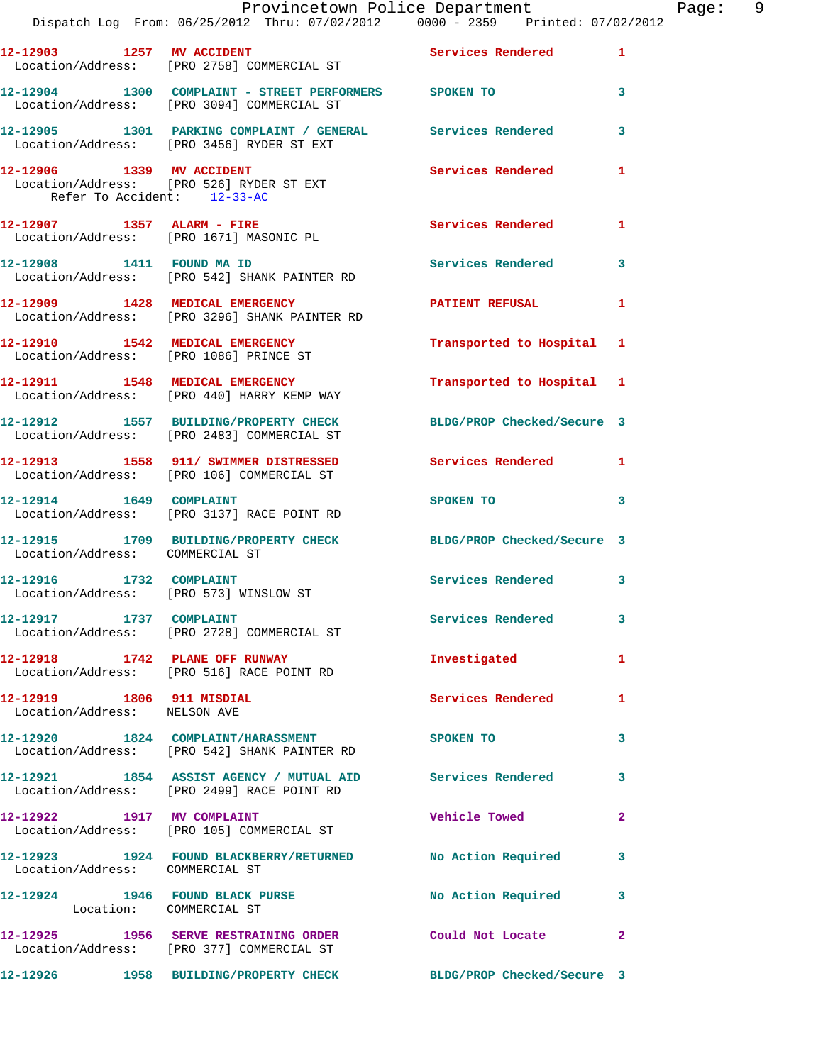12-12903 1257 MV ACCIDENT Services Rendered 1
Location/Address: [PRO 2758] COMMERCIAL ST

12-12904 1300 COMPLAINT - STREET PERFORMERS SPOKEN TO 3
Location/Address: [PRO 3094] COMMERCIAL ST

12-12905 1301 PARKING COMPLAINT / GENERAL Services Rendered 3
Location/Address: [PRO 3456] RYDER ST EXT

12-12906 1339 MV ACCIDENT Services Rendered 1
Location/Address: [PRO 526] RYDER ST EXT
Refer To Accident: 12-33-AC

12-12907 1357 ALARM - FIRE Services Rendered 1
Location/Address: [PRO 1671] MASONIC PL

12-12908 1411 FOUND MA ID Services Rendered 3
Location/Address: [PRO 542] SHANK PAINTER RD

12-12909 1428 MEDICAL EMERGENCY PATIENT REFUSAL 1
Location/Address: [PRO 3296] SHANK PAINTER RD

12-12910 1542 MEDICAL EMERGENCY Transported to Hospital 1
Location/Address: [PRO 1086] PRINCE ST

12-12911 1548 MEDICAL EMERGENCY Transported to Hospital 1
Location/Address: [PRO 440] HARRY KEMP WAY

12-12912 1557 BUILDING/PROPERTY CHECK BLDG/PROP Checked/Secure 3
Location/Address: [PRO 2483] COMMERCIAL ST

12-12913 1558 911/ SWIMMER DISTRESSED Services Rendered 1
Location/Address: [PRO 106] COMMERCIAL ST

12-12914 1649 COMPLAINT SPOKEN TO 3
Location/Address: [PRO 3137] RACE POINT RD

12-12915 1709 BUILDING/PROPERTY CHECK BLDG/PROP Checked/Secure 3
Location/Address: COMMERCIAL ST

12-12916 1732 COMPLAINT Services Rendered 3
Location/Address: [PRO 573] WINSLOW ST

12-12917 1737 COMPLAINT Services Rendered 3
Location/Address: [PRO 2728] COMMERCIAL ST

12-12918 1742 PLANE OFF RUNWAY Investigated 1
Location/Address: [PRO 516] RACE POINT RD

12-12919 1806 911 MISDIAL Services Rendered 1
Location/Address: NELSON AVE

12-12920 1824 COMPLAINT/HARASSMENT SPOKEN TO 3
Location/Address: [PRO 542] SHANK PAINTER RD

12-12921 1854 ASSIST AGENCY / MUTUAL AID Services Rendered 3
Location/Address: [PRO 2499] RACE POINT RD

12-12922 1917 MV COMPLAINT Vehicle Towed 2
Location/Address: [PRO 105] COMMERCIAL ST

12-12923 1924 FOUND BLACKBERRY/RETURNED No Action Required 3
Location/Address: COMMERCIAL ST

12-12924 1946 FOUND BLACK PURSE No Action Required 3
Location: COMMERCIAL ST

12-12925 1956 SERVE RESTRAINING ORDER Could Not Locate 2
Location/Address: [PRO 377] COMMERCIAL ST

12-12926 1958 BUILDING/PROPERTY CHECK BLDG/PROP Checked/Secure 3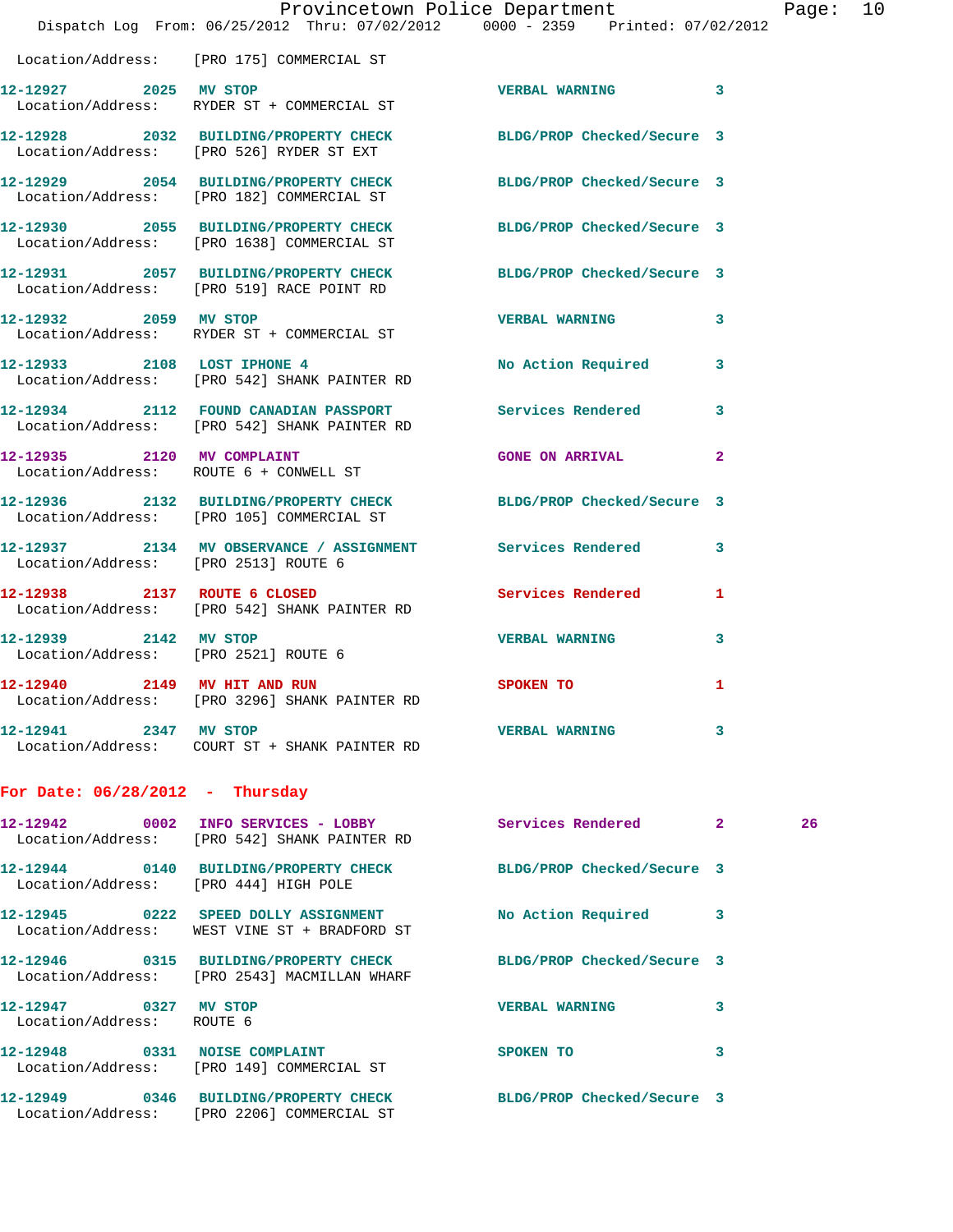Location/Address: [PRO 175] COMMERCIAL ST

| Call Number | Time | Call Reason | Action | Priority | |
|---|---|---|---|---|---|
| 12-12927 | 2025 | MV STOP | VERBAL WARNING | 3 | |
| Location/Address: | | RYDER ST + COMMERCIAL ST | | | |
| 12-12928 | 2032 | BUILDING/PROPERTY CHECK | BLDG/PROP Checked/Secure | 3 | |
| Location/Address: | | [PRO 526] RYDER ST EXT | | | |
| 12-12929 | 2054 | BUILDING/PROPERTY CHECK | BLDG/PROP Checked/Secure | 3 | |
| Location/Address: | | [PRO 182] COMMERCIAL ST | | | |
| 12-12930 | 2055 | BUILDING/PROPERTY CHECK | BLDG/PROP Checked/Secure | 3 | |
| Location/Address: | | [PRO 1638] COMMERCIAL ST | | | |
| 12-12931 | 2057 | BUILDING/PROPERTY CHECK | BLDG/PROP Checked/Secure | 3 | |
| Location/Address: | | [PRO 519] RACE POINT RD | | | |
| 12-12932 | 2059 | MV STOP | VERBAL WARNING | 3 | |
| Location/Address: | | RYDER ST + COMMERCIAL ST | | | |
| 12-12933 | 2108 | LOST IPHONE 4 | No Action Required | 3 | |
| Location/Address: | | [PRO 542] SHANK PAINTER RD | | | |
| 12-12934 | 2112 | FOUND CANADIAN PASSPORT | Services Rendered | 3 | |
| Location/Address: | | [PRO 542] SHANK PAINTER RD | | | |
| 12-12935 | 2120 | MV COMPLAINT | GONE ON ARRIVAL | 2 | |
| Location/Address: | | ROUTE 6 + CONWELL ST | | | |
| 12-12936 | 2132 | BUILDING/PROPERTY CHECK | BLDG/PROP Checked/Secure | 3 | |
| Location/Address: | | [PRO 105] COMMERCIAL ST | | | |
| 12-12937 | 2134 | MV OBSERVANCE / ASSIGNMENT | Services Rendered | 3 | |
| Location/Address: | | [PRO 2513] ROUTE 6 | | | |
| 12-12938 | 2137 | ROUTE 6 CLOSED | Services Rendered | 1 | |
| Location/Address: | | [PRO 542] SHANK PAINTER RD | | | |
| 12-12939 | 2142 | MV STOP | VERBAL WARNING | 3 | |
| Location/Address: | | [PRO 2521] ROUTE 6 | | | |
| 12-12940 | 2149 | MV HIT AND RUN | SPOKEN TO | 1 | |
| Location/Address: | | [PRO 3296] SHANK PAINTER RD | | | |
| 12-12941 | 2347 | MV STOP | VERBAL WARNING | 3 | |
| Location/Address: | | COURT ST + SHANK PAINTER RD | | | |

## For Date: 06/28/2012 - Thursday

| Call Number | Time | Call Reason | Action | Priority | |
|---|---|---|---|---|---|
| 12-12942 | 0002 | INFO SERVICES - LOBBY | Services Rendered | 2 | 26 |
| Location/Address: | | [PRO 542] SHANK PAINTER RD | | | |
| 12-12944 | 0140 | BUILDING/PROPERTY CHECK | BLDG/PROP Checked/Secure | 3 | |
| Location/Address: | | [PRO 444] HIGH POLE | | | |
| 12-12945 | 0222 | SPEED DOLLY ASSIGNMENT | No Action Required | 3 | |
| Location/Address: | | WEST VINE ST + BRADFORD ST | | | |
| 12-12946 | 0315 | BUILDING/PROPERTY CHECK | BLDG/PROP Checked/Secure | 3 | |
| Location/Address: | | [PRO 2543] MACMILLAN WHARF | | | |
| 12-12947 | 0327 | MV STOP | VERBAL WARNING | 3 | |
| Location/Address: | | ROUTE 6 | | | |
| 12-12948 | 0331 | NOISE COMPLAINT | SPOKEN TO | 3 | |
| Location/Address: | | [PRO 149] COMMERCIAL ST | | | |
| 12-12949 | 0346 | BUILDING/PROPERTY CHECK | BLDG/PROP Checked/Secure | 3 | |
| Location/Address: | | [PRO 2206] COMMERCIAL ST | | | |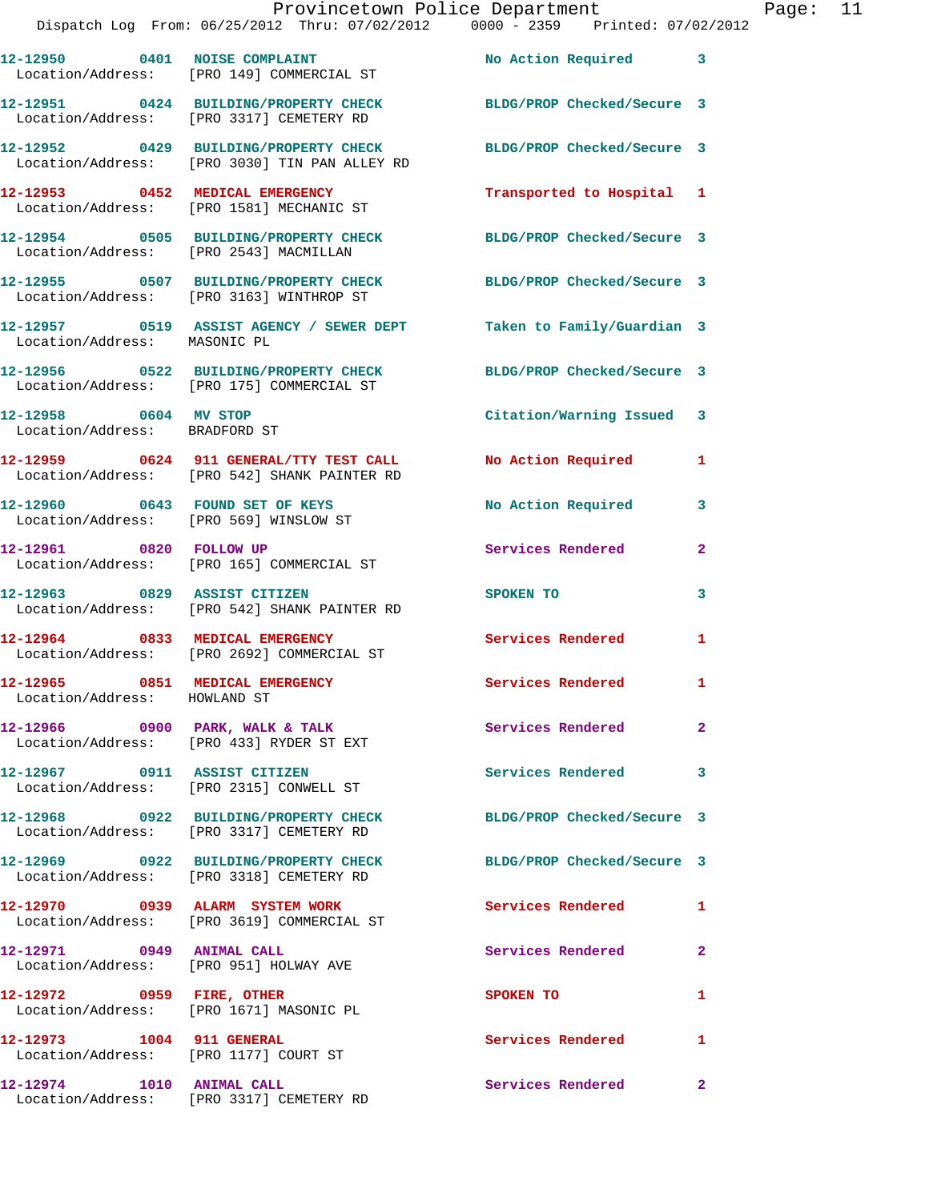Dispatch Log From: 06/25/2012 Thru: 07/02/2012 0000 - 2359 Printed: 07/02/2012

| Call Number | Time | Call Reason | Action | Priority |
|---|---|---|---|---|
| 12-12950 | 0401 | NOISE COMPLAINT | No Action Required | 3 |
| Location/Address: | | [PRO 149] COMMERCIAL ST | | |
| 12-12951 | 0424 | BUILDING/PROPERTY CHECK | BLDG/PROP Checked/Secure | 3 |
| Location/Address: | | [PRO 3317] CEMETERY RD | | |
| 12-12952 | 0429 | BUILDING/PROPERTY CHECK | BLDG/PROP Checked/Secure | 3 |
| Location/Address: | | [PRO 3030] TIN PAN ALLEY RD | | |
| 12-12953 | 0452 | MEDICAL EMERGENCY | Transported to Hospital | 1 |
| Location/Address: | | [PRO 1581] MECHANIC ST | | |
| 12-12954 | 0505 | BUILDING/PROPERTY CHECK | BLDG/PROP Checked/Secure | 3 |
| Location/Address: | | [PRO 2543] MACMILLAN | | |
| 12-12955 | 0507 | BUILDING/PROPERTY CHECK | BLDG/PROP Checked/Secure | 3 |
| Location/Address: | | [PRO 3163] WINTHROP ST | | |
| 12-12957 | 0519 | ASSIST AGENCY / SEWER DEPT | Taken to Family/Guardian | 3 |
| Location/Address: | | MASONIC PL | | |
| 12-12956 | 0522 | BUILDING/PROPERTY CHECK | BLDG/PROP Checked/Secure | 3 |
| Location/Address: | | [PRO 175] COMMERCIAL ST | | |
| 12-12958 | 0604 | MV STOP | Citation/Warning Issued | 3 |
| Location/Address: | | BRADFORD ST | | |
| 12-12959 | 0624 | 911 GENERAL/TTY TEST CALL | No Action Required | 1 |
| Location/Address: | | [PRO 542] SHANK PAINTER RD | | |
| 12-12960 | 0643 | FOUND SET OF KEYS | No Action Required | 3 |
| Location/Address: | | [PRO 569] WINSLOW ST | | |
| 12-12961 | 0820 | FOLLOW UP | Services Rendered | 2 |
| Location/Address: | | [PRO 165] COMMERCIAL ST | | |
| 12-12963 | 0829 | ASSIST CITIZEN | SPOKEN TO | 3 |
| Location/Address: | | [PRO 542] SHANK PAINTER RD | | |
| 12-12964 | 0833 | MEDICAL EMERGENCY | Services Rendered | 1 |
| Location/Address: | | [PRO 2692] COMMERCIAL ST | | |
| 12-12965 | 0851 | MEDICAL EMERGENCY | Services Rendered | 1 |
| Location/Address: | | HOWLAND ST | | |
| 12-12966 | 0900 | PARK, WALK & TALK | Services Rendered | 2 |
| Location/Address: | | [PRO 433] RYDER ST EXT | | |
| 12-12967 | 0911 | ASSIST CITIZEN | Services Rendered | 3 |
| Location/Address: | | [PRO 2315] CONWELL ST | | |
| 12-12968 | 0922 | BUILDING/PROPERTY CHECK | BLDG/PROP Checked/Secure | 3 |
| Location/Address: | | [PRO 3317] CEMETERY RD | | |
| 12-12969 | 0922 | BUILDING/PROPERTY CHECK | BLDG/PROP Checked/Secure | 3 |
| Location/Address: | | [PRO 3318] CEMETERY RD | | |
| 12-12970 | 0939 | ALARM SYSTEM WORK | Services Rendered | 1 |
| Location/Address: | | [PRO 3619] COMMERCIAL ST | | |
| 12-12971 | 0949 | ANIMAL CALL | Services Rendered | 2 |
| Location/Address: | | [PRO 951] HOLWAY AVE | | |
| 12-12972 | 0959 | FIRE, OTHER | SPOKEN TO | 1 |
| Location/Address: | | [PRO 1671] MASONIC PL | | |
| 12-12973 | 1004 | 911 GENERAL | Services Rendered | 1 |
| Location/Address: | | [PRO 1177] COURT ST | | |
| 12-12974 | 1010 | ANIMAL CALL | Services Rendered | 2 |
| Location/Address: | | [PRO 3317] CEMETERY RD | | |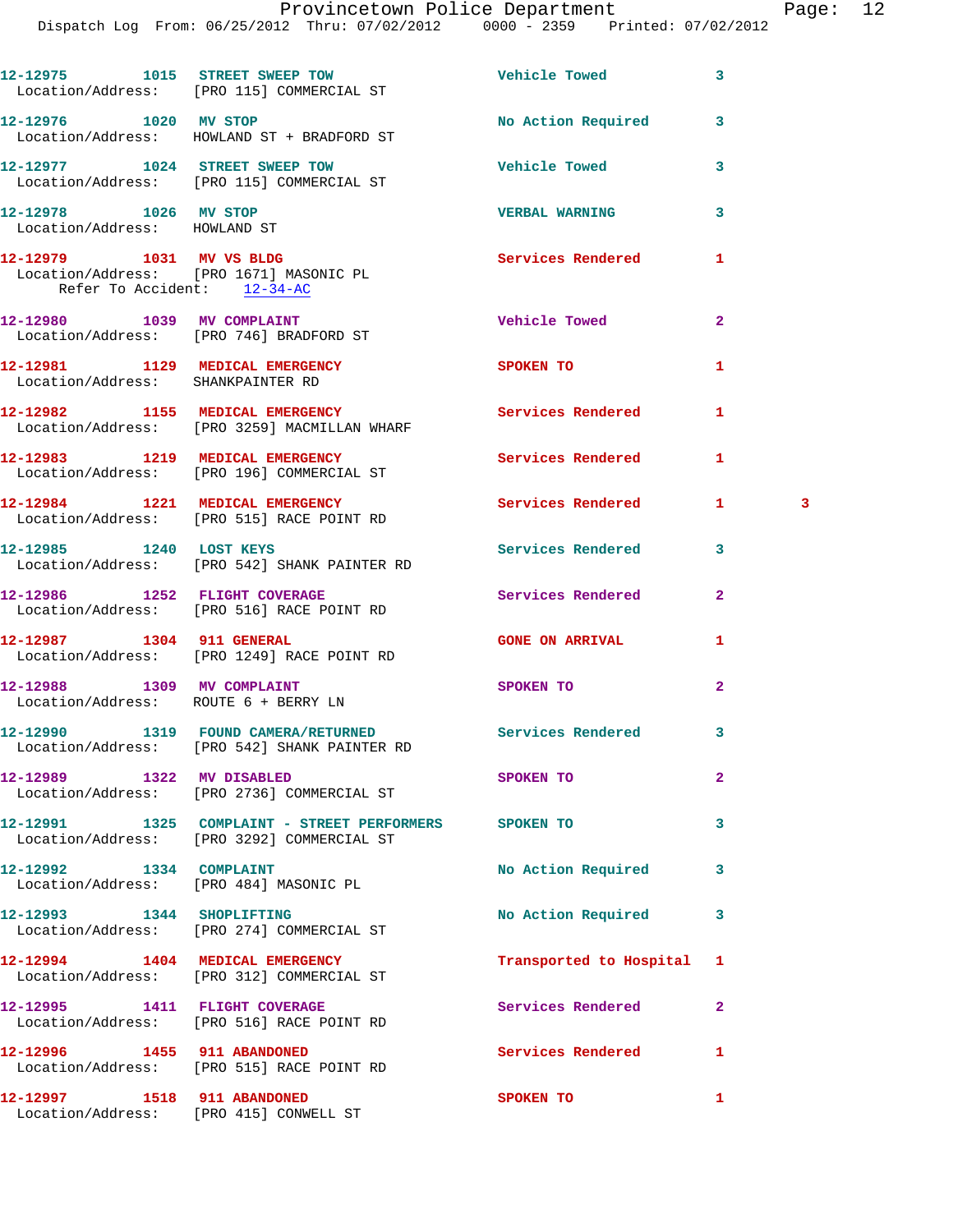12-12975 1015 STREET SWEEP TOW Vehicle Towed 3
Location/Address: [PRO 115] COMMERCIAL ST

12-12976 1020 MV STOP No Action Required 3
Location/Address: HOWLAND ST + BRADFORD ST

12-12977 1024 STREET SWEEP TOW Vehicle Towed 3
Location/Address: [PRO 115] COMMERCIAL ST

12-12978 1026 MV STOP VERBAL WARNING 3
Location/Address: HOWLAND ST

12-12979 1031 MV VS BLDG Services Rendered 1
Location/Address: [PRO 1671] MASONIC PL
Refer To Accident: 12-34-AC

12-12980 1039 MV COMPLAINT Vehicle Towed 2
Location/Address: [PRO 746] BRADFORD ST

12-12981 1129 MEDICAL EMERGENCY SPOKEN TO 1
Location/Address: SHANKPAINTER RD

12-12982 1155 MEDICAL EMERGENCY Services Rendered 1
Location/Address: [PRO 3259] MACMILLAN WHARF

12-12983 1219 MEDICAL EMERGENCY Services Rendered 1
Location/Address: [PRO 196] COMMERCIAL ST

12-12984 1221 MEDICAL EMERGENCY Services Rendered 1 3
Location/Address: [PRO 515] RACE POINT RD

12-12985 1240 LOST KEYS Services Rendered 3
Location/Address: [PRO 542] SHANK PAINTER RD

12-12986 1252 FLIGHT COVERAGE Services Rendered 2
Location/Address: [PRO 516] RACE POINT RD

12-12987 1304 911 GENERAL GONE ON ARRIVAL 1
Location/Address: [PRO 1249] RACE POINT RD

12-12988 1309 MV COMPLAINT SPOKEN TO 2
Location/Address: ROUTE 6 + BERRY LN

12-12990 1319 FOUND CAMERA/RETURNED Services Rendered 3
Location/Address: [PRO 542] SHANK PAINTER RD

12-12989 1322 MV DISABLED SPOKEN TO 2
Location/Address: [PRO 2736] COMMERCIAL ST

12-12991 1325 COMPLAINT - STREET PERFORMERS SPOKEN TO 3
Location/Address: [PRO 3292] COMMERCIAL ST

12-12992 1334 COMPLAINT No Action Required 3
Location/Address: [PRO 484] MASONIC PL

12-12993 1344 SHOPLIFTING No Action Required 3
Location/Address: [PRO 274] COMMERCIAL ST

12-12994 1404 MEDICAL EMERGENCY Transported to Hospital 1
Location/Address: [PRO 312] COMMERCIAL ST

12-12995 1411 FLIGHT COVERAGE Services Rendered 2
Location/Address: [PRO 516] RACE POINT RD

12-12996 1455 911 ABANDONED Services Rendered 1
Location/Address: [PRO 515] RACE POINT RD

12-12997 1518 911 ABANDONED SPOKEN TO 1
Location/Address: [PRO 415] CONWELL ST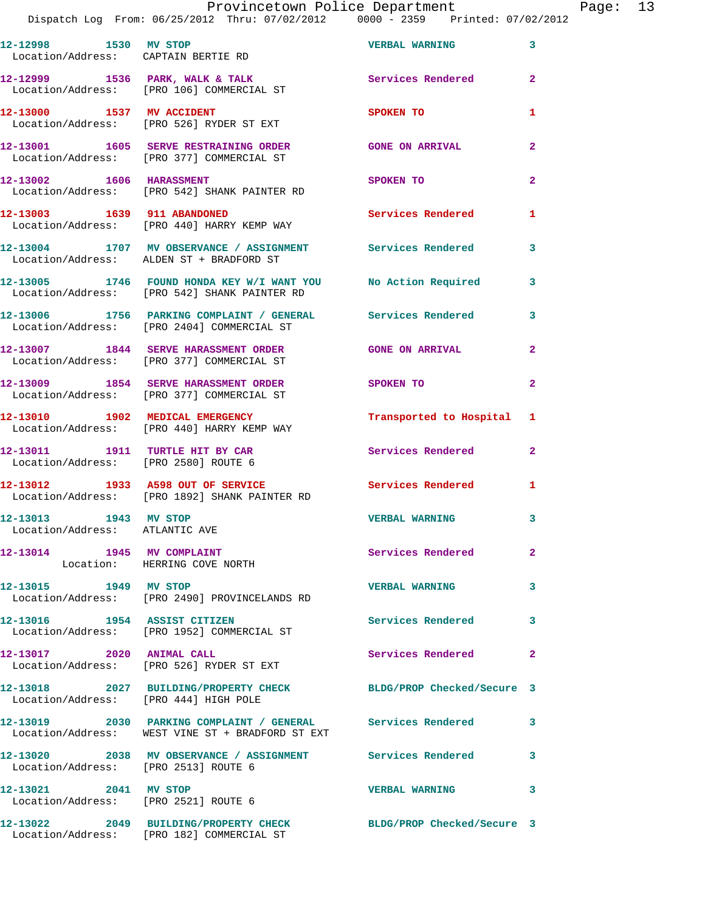12-12998 1530 MV STOP VERBAL WARNING 3
Location/Address: CAPTAIN BERTIE RD

12-12999 1536 PARK, WALK & TALK Services Rendered 2
Location/Address: [PRO 106] COMMERCIAL ST

12-13000 1537 MV ACCIDENT SPOKEN TO 1
Location/Address: [PRO 526] RYDER ST EXT

12-13001 1605 SERVE RESTRAINING ORDER GONE ON ARRIVAL 2
Location/Address: [PRO 377] COMMERCIAL ST

12-13002 1606 HARASSMENT SPOKEN TO 2
Location/Address: [PRO 542] SHANK PAINTER RD

12-13003 1639 911 ABANDONED Services Rendered 1
Location/Address: [PRO 440] HARRY KEMP WAY

12-13004 1707 MV OBSERVANCE / ASSIGNMENT Services Rendered 3
Location/Address: ALDEN ST + BRADFORD ST

12-13005 1746 FOUND HONDA KEY W/I WANT YOU No Action Required 3
Location/Address: [PRO 542] SHANK PAINTER RD

12-13006 1756 PARKING COMPLAINT / GENERAL Services Rendered 3
Location/Address: [PRO 2404] COMMERCIAL ST

12-13007 1844 SERVE HARASSMENT ORDER GONE ON ARRIVAL 2
Location/Address: [PRO 377] COMMERCIAL ST

12-13009 1854 SERVE HARASSMENT ORDER SPOKEN TO 2
Location/Address: [PRO 377] COMMERCIAL ST

12-13010 1902 MEDICAL EMERGENCY Transported to Hospital 1
Location/Address: [PRO 440] HARRY KEMP WAY

12-13011 1911 TURTLE HIT BY CAR Services Rendered 2
Location/Address: [PRO 2580] ROUTE 6

12-13012 1933 A598 OUT OF SERVICE Services Rendered 1
Location/Address: [PRO 1892] SHANK PAINTER RD

12-13013 1943 MV STOP VERBAL WARNING 3
Location/Address: ATLANTIC AVE

12-13014 1945 MV COMPLAINT Services Rendered 2
Location: HERRING COVE NORTH

12-13015 1949 MV STOP VERBAL WARNING 3
Location/Address: [PRO 2490] PROVINCELANDS RD

12-13016 1954 ASSIST CITIZEN Services Rendered 3
Location/Address: [PRO 1952] COMMERCIAL ST

12-13017 2020 ANIMAL CALL Services Rendered 2
Location/Address: [PRO 526] RYDER ST EXT

12-13018 2027 BUILDING/PROPERTY CHECK BLDG/PROP Checked/Secure 3
Location/Address: [PRO 444] HIGH POLE

12-13019 2030 PARKING COMPLAINT / GENERAL Services Rendered 3
Location/Address: WEST VINE ST + BRADFORD ST EXT

12-13020 2038 MV OBSERVANCE / ASSIGNMENT Services Rendered 3
Location/Address: [PRO 2513] ROUTE 6

12-13021 2041 MV STOP VERBAL WARNING 3
Location/Address: [PRO 2521] ROUTE 6

12-13022 2049 BUILDING/PROPERTY CHECK BLDG/PROP Checked/Secure 3
Location/Address: [PRO 182] COMMERCIAL ST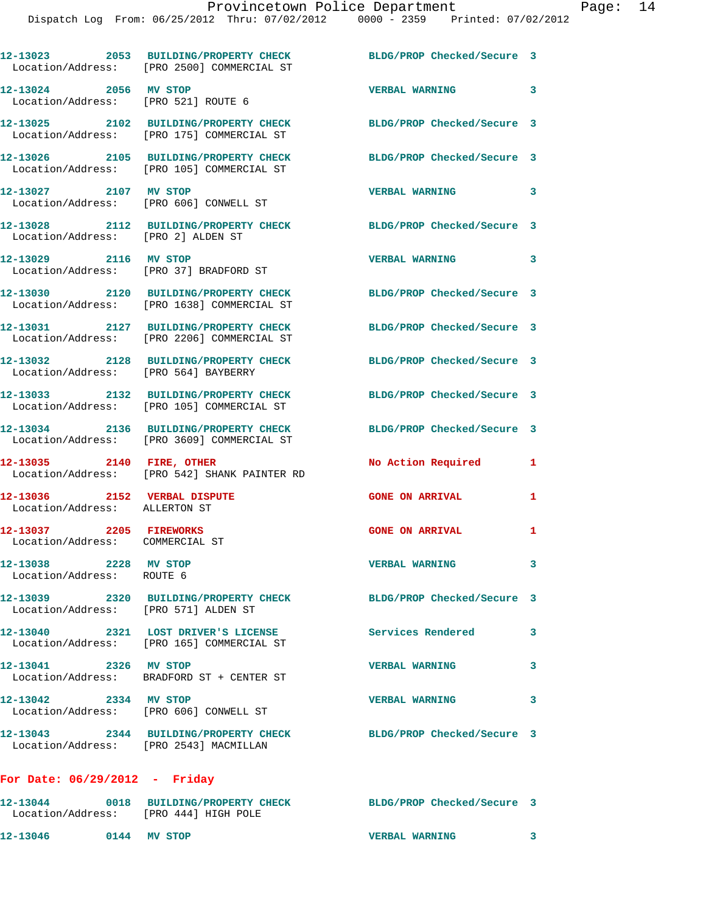12-13023 2053 BUILDING/PROPERTY CHECK BLDG/PROP Checked/Secure 3
Location/Address: [PRO 2500] COMMERCIAL ST

12-13024 2056 MV STOP VERBAL WARNING 3
Location/Address: [PRO 521] ROUTE 6

12-13025 2102 BUILDING/PROPERTY CHECK BLDG/PROP Checked/Secure 3
Location/Address: [PRO 175] COMMERCIAL ST

12-13026 2105 BUILDING/PROPERTY CHECK BLDG/PROP Checked/Secure 3
Location/Address: [PRO 105] COMMERCIAL ST

12-13027 2107 MV STOP VERBAL WARNING 3
Location/Address: [PRO 606] CONWELL ST

12-13028 2112 BUILDING/PROPERTY CHECK BLDG/PROP Checked/Secure 3
Location/Address: [PRO 2] ALDEN ST

12-13029 2116 MV STOP VERBAL WARNING 3
Location/Address: [PRO 37] BRADFORD ST

12-13030 2120 BUILDING/PROPERTY CHECK BLDG/PROP Checked/Secure 3
Location/Address: [PRO 1638] COMMERCIAL ST

12-13031 2127 BUILDING/PROPERTY CHECK BLDG/PROP Checked/Secure 3
Location/Address: [PRO 2206] COMMERCIAL ST

12-13032 2128 BUILDING/PROPERTY CHECK BLDG/PROP Checked/Secure 3
Location/Address: [PRO 564] BAYBERRY

12-13033 2132 BUILDING/PROPERTY CHECK BLDG/PROP Checked/Secure 3
Location/Address: [PRO 105] COMMERCIAL ST

12-13034 2136 BUILDING/PROPERTY CHECK BLDG/PROP Checked/Secure 3
Location/Address: [PRO 3609] COMMERCIAL ST

12-13035 2140 FIRE, OTHER No Action Required 1
Location/Address: [PRO 542] SHANK PAINTER RD

12-13036 2152 VERBAL DISPUTE GONE ON ARRIVAL 1
Location/Address: ALLERTON ST

12-13037 2205 FIREWORKS GONE ON ARRIVAL 1
Location/Address: COMMERCIAL ST

12-13038 2228 MV STOP VERBAL WARNING 3
Location/Address: ROUTE 6

12-13039 2320 BUILDING/PROPERTY CHECK BLDG/PROP Checked/Secure 3
Location/Address: [PRO 571] ALDEN ST

12-13040 2321 LOST DRIVER'S LICENSE Services Rendered 3
Location/Address: [PRO 165] COMMERCIAL ST

12-13041 2326 MV STOP VERBAL WARNING 3
Location/Address: BRADFORD ST + CENTER ST

12-13042 2334 MV STOP VERBAL WARNING 3
Location/Address: [PRO 606] CONWELL ST

12-13043 2344 BUILDING/PROPERTY CHECK BLDG/PROP Checked/Secure 3
Location/Address: [PRO 2543] MACMILLAN

## For Date: 06/29/2012 - Friday

12-13044 0018 BUILDING/PROPERTY CHECK BLDG/PROP Checked/Secure 3
Location/Address: [PRO 444] HIGH POLE

12-13046 0144 MV STOP VERBAL WARNING 3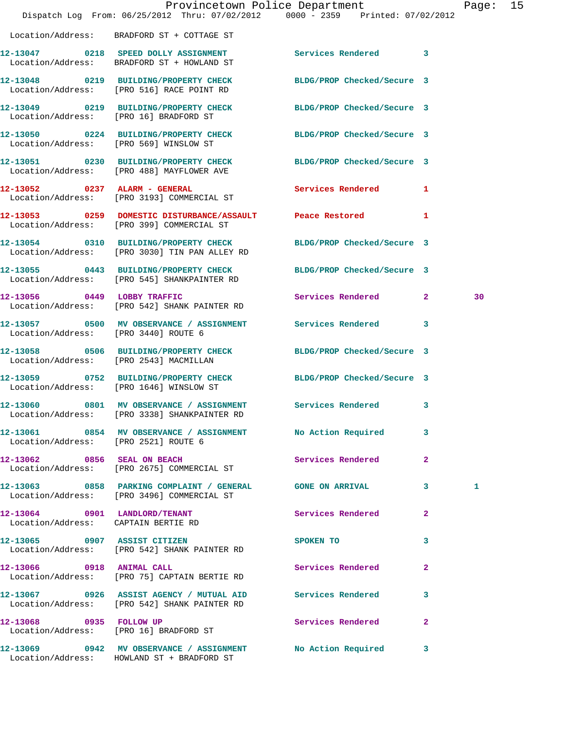Location/Address: BRADFORD ST + COTTAGE ST

| Call # | Time | Call Reason | Action | Priority | |
|---|---|---|---|---|---|
| 12-13047 | 0218 | SPEED DOLLY ASSIGNMENT | Services Rendered | 3 | |
| Location/Address: | | BRADFORD ST + HOWLAND ST | | | |
| 12-13048 | 0219 | BUILDING/PROPERTY CHECK | BLDG/PROP Checked/Secure | 3 | |
| Location/Address: | | [PRO 516] RACE POINT RD | | | |
| 12-13049 | 0219 | BUILDING/PROPERTY CHECK | BLDG/PROP Checked/Secure | 3 | |
| Location/Address: | | [PRO 16] BRADFORD ST | | | |
| 12-13050 | 0224 | BUILDING/PROPERTY CHECK | BLDG/PROP Checked/Secure | 3 | |
| Location/Address: | | [PRO 569] WINSLOW ST | | | |
| 12-13051 | 0230 | BUILDING/PROPERTY CHECK | BLDG/PROP Checked/Secure | 3 | |
| Location/Address: | | [PRO 488] MAYFLOWER AVE | | | |
| 12-13052 | 0237 | ALARM - GENERAL | Services Rendered | 1 | |
| Location/Address: | | [PRO 3193] COMMERCIAL ST | | | |
| 12-13053 | 0259 | DOMESTIC DISTURBANCE/ASSAULT | Peace Restored | 1 | |
| Location/Address: | | [PRO 399] COMMERCIAL ST | | | |
| 12-13054 | 0310 | BUILDING/PROPERTY CHECK | BLDG/PROP Checked/Secure | 3 | |
| Location/Address: | | [PRO 3030] TIN PAN ALLEY RD | | | |
| 12-13055 | 0443 | BUILDING/PROPERTY CHECK | BLDG/PROP Checked/Secure | 3 | |
| Location/Address: | | [PRO 545] SHANKPAINTER RD | | | |
| 12-13056 | 0449 | LOBBY TRAFFIC | Services Rendered | 2 | 30 |
| Location/Address: | | [PRO 542] SHANK PAINTER RD | | | |
| 12-13057 | 0500 | MV OBSERVANCE / ASSIGNMENT | Services Rendered | 3 | |
| Location/Address: | | [PRO 3440] ROUTE 6 | | | |
| 12-13058 | 0506 | BUILDING/PROPERTY CHECK | BLDG/PROP Checked/Secure | 3 | |
| Location/Address: | | [PRO 2543] MACMILLAN | | | |
| 12-13059 | 0752 | BUILDING/PROPERTY CHECK | BLDG/PROP Checked/Secure | 3 | |
| Location/Address: | | [PRO 1646] WINSLOW ST | | | |
| 12-13060 | 0801 | MV OBSERVANCE / ASSIGNMENT | Services Rendered | 3 | |
| Location/Address: | | [PRO 3338] SHANKPAINTER RD | | | |
| 12-13061 | 0854 | MV OBSERVANCE / ASSIGNMENT | No Action Required | 3 | |
| Location/Address: | | [PRO 2521] ROUTE 6 | | | |
| 12-13062 | 0856 | SEAL ON BEACH | Services Rendered | 2 | |
| Location/Address: | | [PRO 2675] COMMERCIAL ST | | | |
| 12-13063 | 0858 | PARKING COMPLAINT / GENERAL | GONE ON ARRIVAL | 3 | 1 |
| Location/Address: | | [PRO 3496] COMMERCIAL ST | | | |
| 12-13064 | 0901 | LANDLORD/TENANT | Services Rendered | 2 | |
| Location/Address: | | CAPTAIN BERTIE RD | | | |
| 12-13065 | 0907 | ASSIST CITIZEN | SPOKEN TO | 3 | |
| Location/Address: | | [PRO 542] SHANK PAINTER RD | | | |
| 12-13066 | 0918 | ANIMAL CALL | Services Rendered | 2 | |
| Location/Address: | | [PRO 75] CAPTAIN BERTIE RD | | | |
| 12-13067 | 0926 | ASSIST AGENCY / MUTUAL AID | Services Rendered | 3 | |
| Location/Address: | | [PRO 542] SHANK PAINTER RD | | | |
| 12-13068 | 0935 | FOLLOW UP | Services Rendered | 2 | |
| Location/Address: | | [PRO 16] BRADFORD ST | | | |
| 12-13069 | 0942 | MV OBSERVANCE / ASSIGNMENT | No Action Required | 3 | |
| Location/Address: | | HOWLAND ST + BRADFORD ST | | | |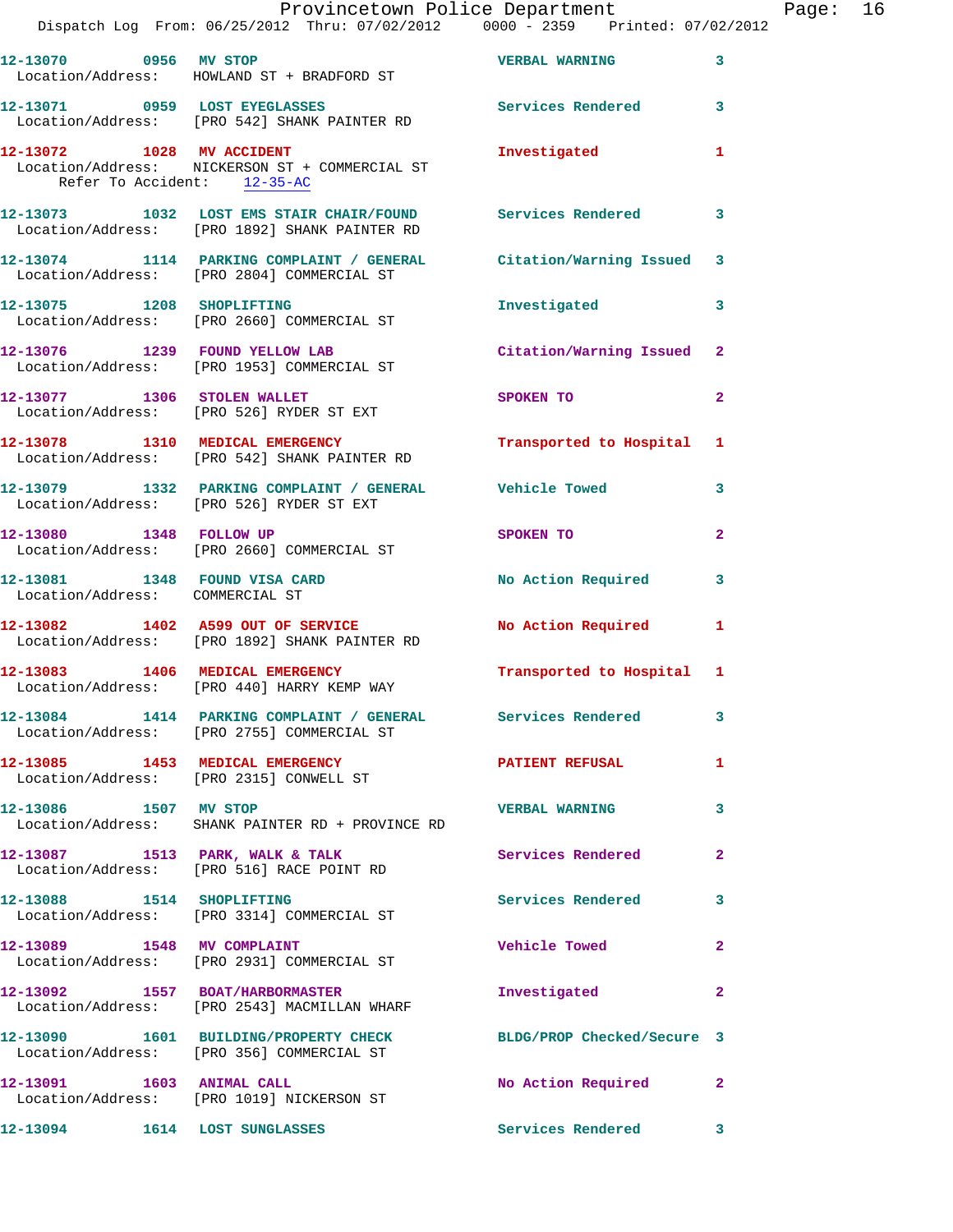12-13070 0956 MV STOP VERBAL WARNING 3
Location/Address: HOWLAND ST + BRADFORD ST

12-13071 0959 LOST EYEGLASSES Services Rendered 3
Location/Address: [PRO 542] SHANK PAINTER RD

12-13072 1028 MV ACCIDENT Investigated 1
Location/Address: NICKERSON ST + COMMERCIAL ST
Refer To Accident: 12-35-AC

12-13073 1032 LOST EMS STAIR CHAIR/FOUND Services Rendered 3
Location/Address: [PRO 1892] SHANK PAINTER RD

12-13074 1114 PARKING COMPLAINT / GENERAL Citation/Warning Issued 3
Location/Address: [PRO 2804] COMMERCIAL ST

12-13075 1208 SHOPLIFTING Investigated 3
Location/Address: [PRO 2660] COMMERCIAL ST

12-13076 1239 FOUND YELLOW LAB Citation/Warning Issued 2
Location/Address: [PRO 1953] COMMERCIAL ST

12-13077 1306 STOLEN WALLET SPOKEN TO 2
Location/Address: [PRO 526] RYDER ST EXT

12-13078 1310 MEDICAL EMERGENCY Transported to Hospital 1
Location/Address: [PRO 542] SHANK PAINTER RD

12-13079 1332 PARKING COMPLAINT / GENERAL Vehicle Towed 3
Location/Address: [PRO 526] RYDER ST EXT

12-13080 1348 FOLLOW UP SPOKEN TO 2
Location/Address: [PRO 2660] COMMERCIAL ST

12-13081 1348 FOUND VISA CARD No Action Required 3
Location/Address: COMMERCIAL ST

12-13082 1402 A599 OUT OF SERVICE No Action Required 1
Location/Address: [PRO 1892] SHANK PAINTER RD

12-13083 1406 MEDICAL EMERGENCY Transported to Hospital 1
Location/Address: [PRO 440] HARRY KEMP WAY

12-13084 1414 PARKING COMPLAINT / GENERAL Services Rendered 3
Location/Address: [PRO 2755] COMMERCIAL ST

12-13085 1453 MEDICAL EMERGENCY PATIENT REFUSAL 1
Location/Address: [PRO 2315] CONWELL ST

12-13086 1507 MV STOP VERBAL WARNING 3
Location/Address: SHANK PAINTER RD + PROVINCE RD

12-13087 1513 PARK, WALK & TALK Services Rendered 2
Location/Address: [PRO 516] RACE POINT RD

12-13088 1514 SHOPLIFTING Services Rendered 3
Location/Address: [PRO 3314] COMMERCIAL ST

12-13089 1548 MV COMPLAINT Vehicle Towed 2
Location/Address: [PRO 2931] COMMERCIAL ST

12-13092 1557 BOAT/HARBORMASTER Investigated 2
Location/Address: [PRO 2543] MACMILLAN WHARF

12-13090 1601 BUILDING/PROPERTY CHECK BLDG/PROP Checked/Secure 3
Location/Address: [PRO 356] COMMERCIAL ST

12-13091 1603 ANIMAL CALL No Action Required 2
Location/Address: [PRO 1019] NICKERSON ST

12-13094 1614 LOST SUNGLASSES Services Rendered 3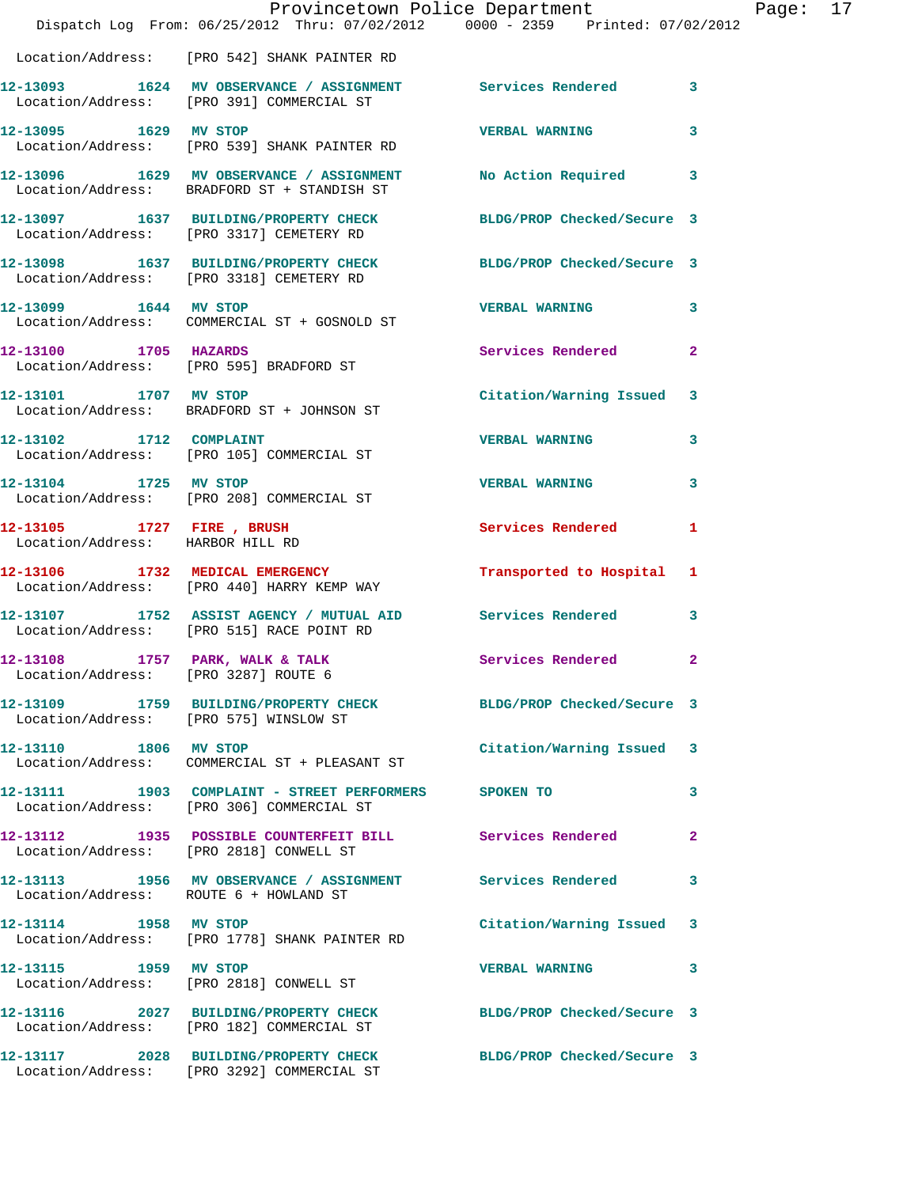Location/Address: [PRO 542] SHANK PAINTER RD

| Call Number | Time | Call Reason | Action | Priority |
|---|---|---|---|---|
| 12-13093 | 1624 | MV OBSERVANCE / ASSIGNMENT | Services Rendered | 3 |
| Location/Address: [PRO 391] COMMERCIAL ST | | | | |
| 12-13095 | 1629 | MV STOP | VERBAL WARNING | 3 |
| Location/Address: [PRO 539] SHANK PAINTER RD | | | | |
| 12-13096 | 1629 | MV OBSERVANCE / ASSIGNMENT | No Action Required | 3 |
| Location/Address: BRADFORD ST + STANDISH ST | | | | |
| 12-13097 | 1637 | BUILDING/PROPERTY CHECK | BLDG/PROP Checked/Secure | 3 |
| Location/Address: [PRO 3317] CEMETERY RD | | | | |
| 12-13098 | 1637 | BUILDING/PROPERTY CHECK | BLDG/PROP Checked/Secure | 3 |
| Location/Address: [PRO 3318] CEMETERY RD | | | | |
| 12-13099 | 1644 | MV STOP | VERBAL WARNING | 3 |
| Location/Address: COMMERCIAL ST + GOSNOLD ST | | | | |
| 12-13100 | 1705 | HAZARDS | Services Rendered | 2 |
| Location/Address: [PRO 595] BRADFORD ST | | | | |
| 12-13101 | 1707 | MV STOP | Citation/Warning Issued | 3 |
| Location/Address: BRADFORD ST + JOHNSON ST | | | | |
| 12-13102 | 1712 | COMPLAINT | VERBAL WARNING | 3 |
| Location/Address: [PRO 105] COMMERCIAL ST | | | | |
| 12-13104 | 1725 | MV STOP | VERBAL WARNING | 3 |
| Location/Address: [PRO 208] COMMERCIAL ST | | | | |
| 12-13105 | 1727 | FIRE , BRUSH | Services Rendered | 1 |
| Location/Address: HARBOR HILL RD | | | | |
| 12-13106 | 1732 | MEDICAL EMERGENCY | Transported to Hospital | 1 |
| Location/Address: [PRO 440] HARRY KEMP WAY | | | | |
| 12-13107 | 1752 | ASSIST AGENCY / MUTUAL AID | Services Rendered | 3 |
| Location/Address: [PRO 515] RACE POINT RD | | | | |
| 12-13108 | 1757 | PARK, WALK & TALK | Services Rendered | 2 |
| Location/Address: [PRO 3287] ROUTE 6 | | | | |
| 12-13109 | 1759 | BUILDING/PROPERTY CHECK | BLDG/PROP Checked/Secure | 3 |
| Location/Address: [PRO 575] WINSLOW ST | | | | |
| 12-13110 | 1806 | MV STOP | Citation/Warning Issued | 3 |
| Location/Address: COMMERCIAL ST + PLEASANT ST | | | | |
| 12-13111 | 1903 | COMPLAINT - STREET PERFORMERS | SPOKEN TO | 3 |
| Location/Address: [PRO 306] COMMERCIAL ST | | | | |
| 12-13112 | 1935 | POSSIBLE COUNTERFEIT BILL | Services Rendered | 2 |
| Location/Address: [PRO 2818] CONWELL ST | | | | |
| 12-13113 | 1956 | MV OBSERVANCE / ASSIGNMENT | Services Rendered | 3 |
| Location/Address: ROUTE 6 + HOWLAND ST | | | | |
| 12-13114 | 1958 | MV STOP | Citation/Warning Issued | 3 |
| Location/Address: [PRO 1778] SHANK PAINTER RD | | | | |
| 12-13115 | 1959 | MV STOP | VERBAL WARNING | 3 |
| Location/Address: [PRO 2818] CONWELL ST | | | | |
| 12-13116 | 2027 | BUILDING/PROPERTY CHECK | BLDG/PROP Checked/Secure | 3 |
| Location/Address: [PRO 182] COMMERCIAL ST | | | | |
| 12-13117 | 2028 | BUILDING/PROPERTY CHECK | BLDG/PROP Checked/Secure | 3 |
| Location/Address: [PRO 3292] COMMERCIAL ST | | | | |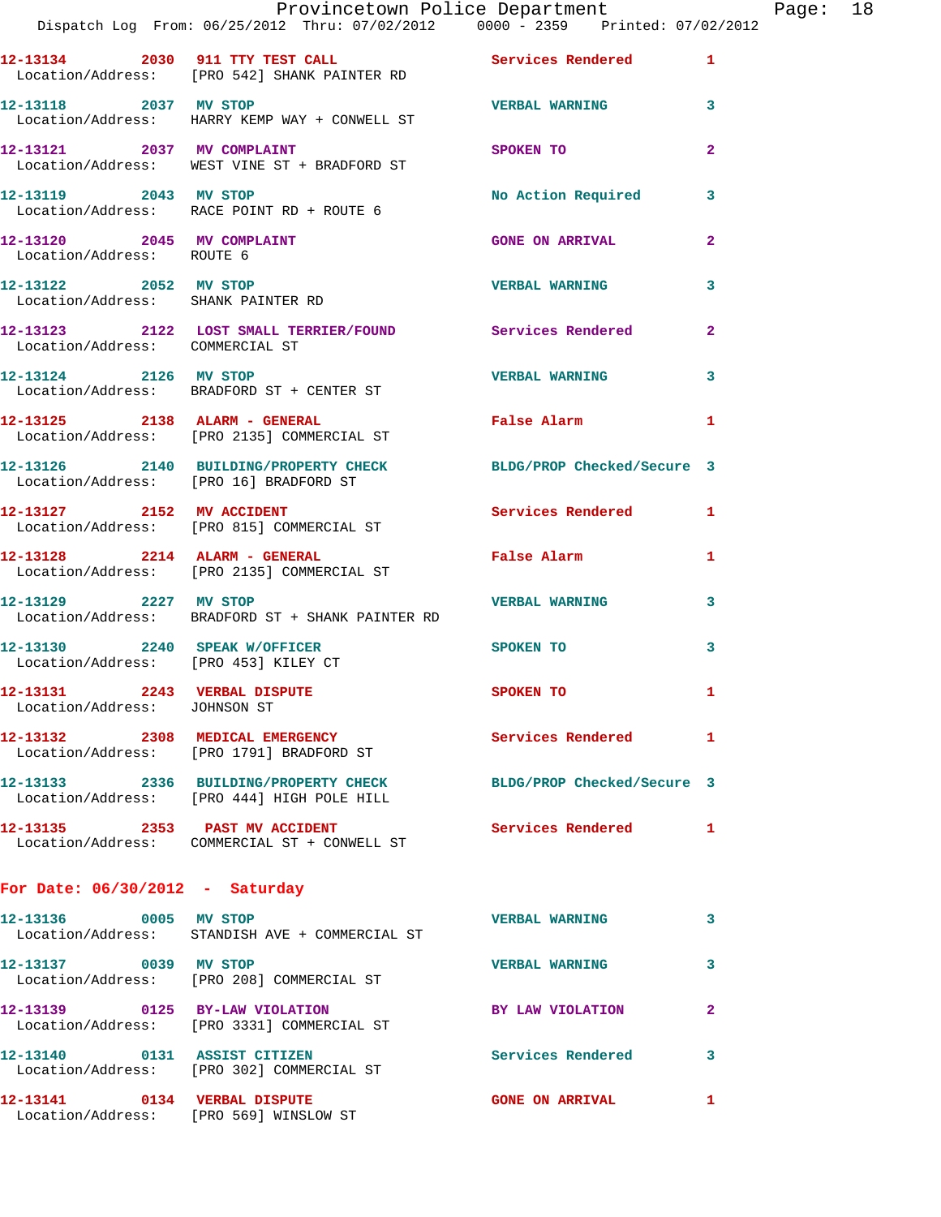12-13134 2030 911 TTY TEST CALL Services Rendered 1
Location/Address: [PRO 542] SHANK PAINTER RD

12-13118 2037 MV STOP VERBAL WARNING 3
Location/Address: HARRY KEMP WAY + CONWELL ST

12-13121 2037 MV COMPLAINT SPOKEN TO 2
Location/Address: WEST VINE ST + BRADFORD ST

12-13119 2043 MV STOP No Action Required 3
Location/Address: RACE POINT RD + ROUTE 6

12-13120 2045 MV COMPLAINT GONE ON ARRIVAL 2
Location/Address: ROUTE 6

12-13122 2052 MV STOP VERBAL WARNING 3
Location/Address: SHANK PAINTER RD

12-13123 2122 LOST SMALL TERRIER/FOUND Services Rendered 2
Location/Address: COMMERCIAL ST

12-13124 2126 MV STOP VERBAL WARNING 3
Location/Address: BRADFORD ST + CENTER ST

12-13125 2138 ALARM - GENERAL False Alarm 1
Location/Address: [PRO 2135] COMMERCIAL ST

12-13126 2140 BUILDING/PROPERTY CHECK BLDG/PROP Checked/Secure 3
Location/Address: [PRO 16] BRADFORD ST

12-13127 2152 MV ACCIDENT Services Rendered 1
Location/Address: [PRO 815] COMMERCIAL ST

12-13128 2214 ALARM - GENERAL False Alarm 1
Location/Address: [PRO 2135] COMMERCIAL ST

12-13129 2227 MV STOP VERBAL WARNING 3
Location/Address: BRADFORD ST + SHANK PAINTER RD

12-13130 2240 SPEAK W/OFFICER SPOKEN TO 3
Location/Address: [PRO 453] KILEY CT

12-13131 2243 VERBAL DISPUTE SPOKEN TO 1
Location/Address: JOHNSON ST

12-13132 2308 MEDICAL EMERGENCY Services Rendered 1
Location/Address: [PRO 1791] BRADFORD ST

12-13133 2336 BUILDING/PROPERTY CHECK BLDG/PROP Checked/Secure 3
Location/Address: [PRO 444] HIGH POLE HILL

12-13135 2353 PAST MV ACCIDENT Services Rendered 1
Location/Address: COMMERCIAL ST + CONWELL ST

**For Date: 06/30/2012 - Saturday**

12-13136 0005 MV STOP VERBAL WARNING 3
Location/Address: STANDISH AVE + COMMERCIAL ST

12-13137 0039 MV STOP VERBAL WARNING 3
Location/Address: [PRO 208] COMMERCIAL ST

12-13139 0125 BY-LAW VIOLATION BY LAW VIOLATION 2
Location/Address: [PRO 3331] COMMERCIAL ST

12-13140 0131 ASSIST CITIZEN Services Rendered 3
Location/Address: [PRO 302] COMMERCIAL ST

12-13141 0134 VERBAL DISPUTE GONE ON ARRIVAL 1
Location/Address: [PRO 569] WINSLOW ST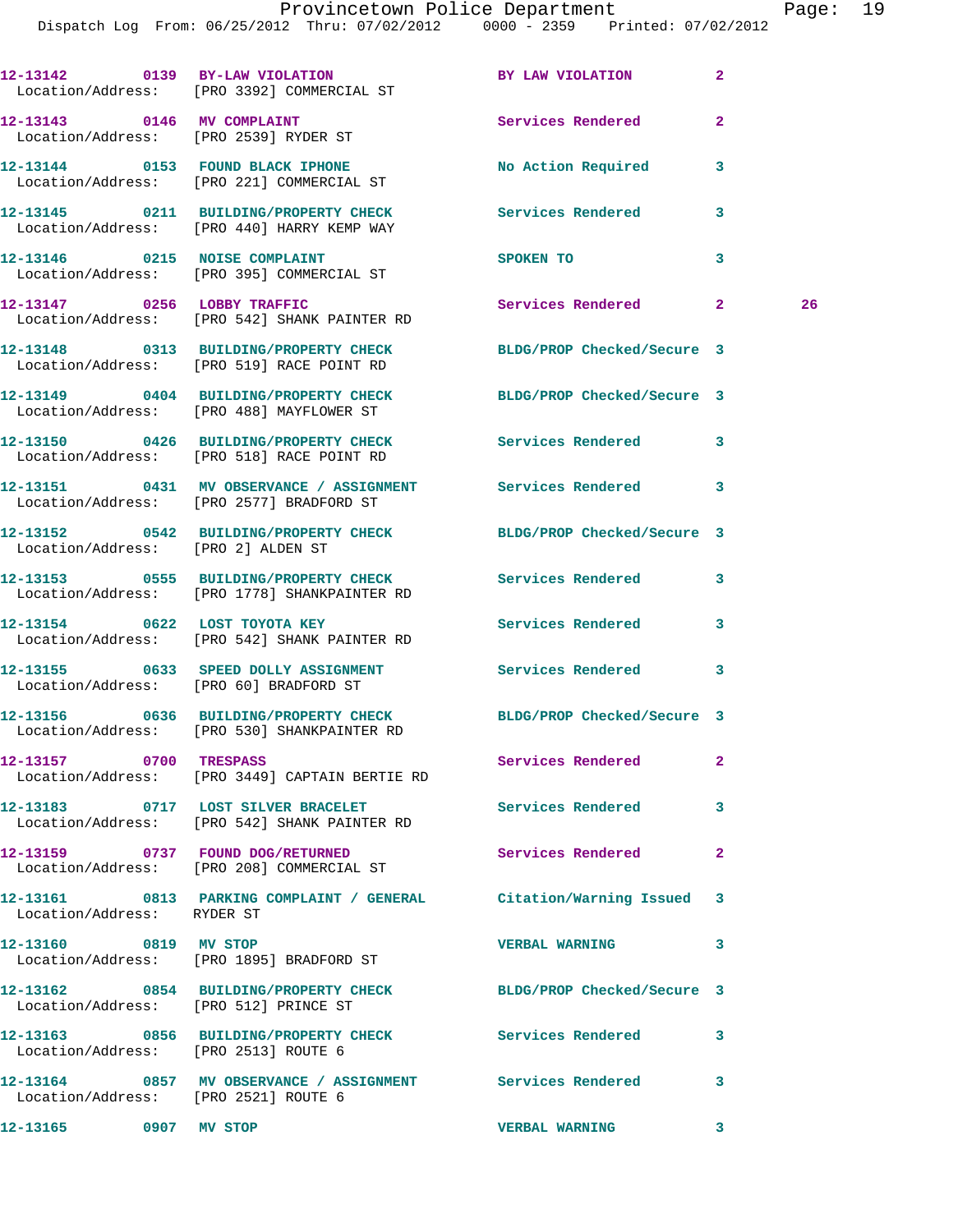12-13142 0139 BY-LAW VIOLATION BY LAW VIOLATION 2
Location/Address: [PRO 3392] COMMERCIAL ST

12-13143 0146 MV COMPLAINT Services Rendered 2
Location/Address: [PRO 2539] RYDER ST

12-13144 0153 FOUND BLACK IPHONE No Action Required 3
Location/Address: [PRO 221] COMMERCIAL ST

12-13145 0211 BUILDING/PROPERTY CHECK Services Rendered 3
Location/Address: [PRO 440] HARRY KEMP WAY

12-13146 0215 NOISE COMPLAINT SPOKEN TO 3
Location/Address: [PRO 395] COMMERCIAL ST

12-13147 0256 LOBBY TRAFFIC Services Rendered 2 26
Location/Address: [PRO 542] SHANK PAINTER RD

12-13148 0313 BUILDING/PROPERTY CHECK BLDG/PROP Checked/Secure 3
Location/Address: [PRO 519] RACE POINT RD

12-13149 0404 BUILDING/PROPERTY CHECK BLDG/PROP Checked/Secure 3
Location/Address: [PRO 488] MAYFLOWER ST

12-13150 0426 BUILDING/PROPERTY CHECK Services Rendered 3
Location/Address: [PRO 518] RACE POINT RD

12-13151 0431 MV OBSERVANCE / ASSIGNMENT Services Rendered 3
Location/Address: [PRO 2577] BRADFORD ST

12-13152 0542 BUILDING/PROPERTY CHECK BLDG/PROP Checked/Secure 3
Location/Address: [PRO 2] ALDEN ST

12-13153 0555 BUILDING/PROPERTY CHECK Services Rendered 3
Location/Address: [PRO 1778] SHANKPAINTER RD

12-13154 0622 LOST TOYOTA KEY Services Rendered 3
Location/Address: [PRO 542] SHANK PAINTER RD

12-13155 0633 SPEED DOLLY ASSIGNMENT Services Rendered 3
Location/Address: [PRO 60] BRADFORD ST

12-13156 0636 BUILDING/PROPERTY CHECK BLDG/PROP Checked/Secure 3
Location/Address: [PRO 530] SHANKPAINTER RD

12-13157 0700 TRESPASS Services Rendered 2
Location/Address: [PRO 3449] CAPTAIN BERTIE RD

12-13183 0717 LOST SILVER BRACELET Services Rendered 3
Location/Address: [PRO 542] SHANK PAINTER RD

12-13159 0737 FOUND DOG/RETURNED Services Rendered 2
Location/Address: [PRO 208] COMMERCIAL ST

12-13161 0813 PARKING COMPLAINT / GENERAL Citation/Warning Issued 3
Location/Address: RYDER ST

12-13160 0819 MV STOP VERBAL WARNING 3
Location/Address: [PRO 1895] BRADFORD ST

12-13162 0854 BUILDING/PROPERTY CHECK BLDG/PROP Checked/Secure 3
Location/Address: [PRO 512] PRINCE ST

12-13163 0856 BUILDING/PROPERTY CHECK Services Rendered 3
Location/Address: [PRO 2513] ROUTE 6

12-13164 0857 MV OBSERVANCE / ASSIGNMENT Services Rendered 3
Location/Address: [PRO 2521] ROUTE 6

12-13165 0907 MV STOP VERBAL WARNING 3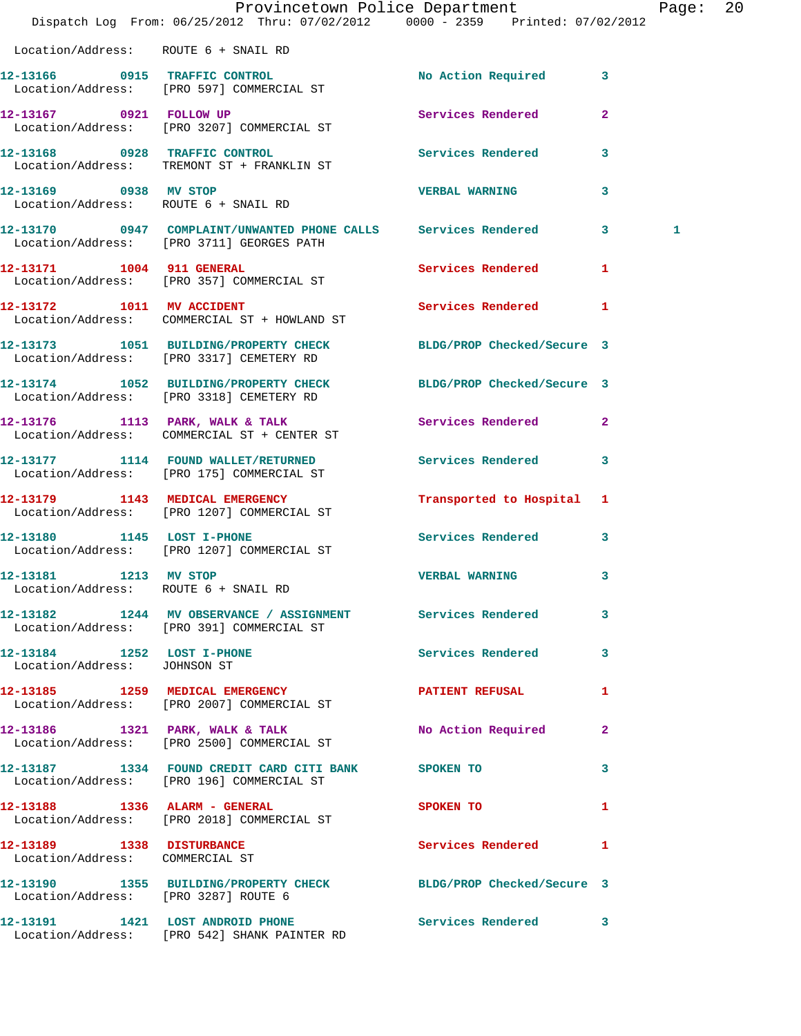Location/Address: ROUTE 6 + SNAIL RD

12-13166 0915 TRAFFIC CONTROL No Action Required 3
Location/Address: [PRO 597] COMMERCIAL ST

12-13167 0921 FOLLOW UP Services Rendered 2
Location/Address: [PRO 3207] COMMERCIAL ST

12-13168 0928 TRAFFIC CONTROL Services Rendered 3
Location/Address: TREMONT ST + FRANKLIN ST

12-13169 0938 MV STOP VERBAL WARNING 3
Location/Address: ROUTE 6 + SNAIL RD

12-13170 0947 COMPLAINT/UNWANTED PHONE CALLS Services Rendered 3 1
Location/Address: [PRO 3711] GEORGES PATH

12-13171 1004 911 GENERAL Services Rendered 1
Location/Address: [PRO 357] COMMERCIAL ST

12-13172 1011 MV ACCIDENT Services Rendered 1
Location/Address: COMMERCIAL ST + HOWLAND ST

12-13173 1051 BUILDING/PROPERTY CHECK BLDG/PROP Checked/Secure 3
Location/Address: [PRO 3317] CEMETERY RD

12-13174 1052 BUILDING/PROPERTY CHECK BLDG/PROP Checked/Secure 3
Location/Address: [PRO 3318] CEMETERY RD

12-13176 1113 PARK, WALK & TALK Services Rendered 2
Location/Address: COMMERCIAL ST + CENTER ST

12-13177 1114 FOUND WALLET/RETURNED Services Rendered 3
Location/Address: [PRO 175] COMMERCIAL ST

12-13179 1143 MEDICAL EMERGENCY Transported to Hospital 1
Location/Address: [PRO 1207] COMMERCIAL ST

12-13180 1145 LOST I-PHONE Services Rendered 3
Location/Address: [PRO 1207] COMMERCIAL ST

12-13181 1213 MV STOP VERBAL WARNING 3
Location/Address: ROUTE 6 + SNAIL RD

12-13182 1244 MV OBSERVANCE / ASSIGNMENT Services Rendered 3
Location/Address: [PRO 391] COMMERCIAL ST

12-13184 1252 LOST I-PHONE Services Rendered 3
Location/Address: JOHNSON ST

12-13185 1259 MEDICAL EMERGENCY PATIENT REFUSAL 1
Location/Address: [PRO 2007] COMMERCIAL ST

12-13186 1321 PARK, WALK & TALK No Action Required 2
Location/Address: [PRO 2500] COMMERCIAL ST

12-13187 1334 FOUND CREDIT CARD CITI BANK SPOKEN TO 3
Location/Address: [PRO 196] COMMERCIAL ST

12-13188 1336 ALARM - GENERAL SPOKEN TO 1
Location/Address: [PRO 2018] COMMERCIAL ST

12-13189 1338 DISTURBANCE Services Rendered 1
Location/Address: COMMERCIAL ST

12-13190 1355 BUILDING/PROPERTY CHECK BLDG/PROP Checked/Secure 3
Location/Address: [PRO 3287] ROUTE 6

12-13191 1421 LOST ANDROID PHONE Services Rendered 3
Location/Address: [PRO 542] SHANK PAINTER RD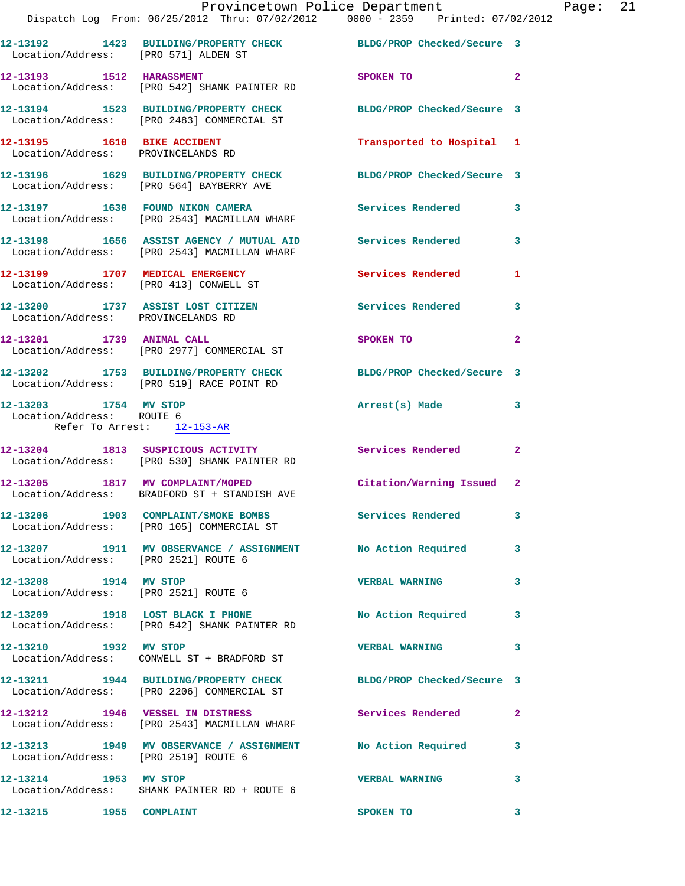12-13192 1423 BUILDING/PROPERTY CHECK BLDG/PROP Checked/Secure 3
Location/Address: [PRO 571] ALDEN ST

12-13193 1512 HARASSMENT SPOKEN TO 2
Location/Address: [PRO 542] SHANK PAINTER RD

12-13194 1523 BUILDING/PROPERTY CHECK BLDG/PROP Checked/Secure 3
Location/Address: [PRO 2483] COMMERCIAL ST

12-13195 1610 BIKE ACCIDENT Transported to Hospital 1
Location/Address: PROVINCELANDS RD

12-13196 1629 BUILDING/PROPERTY CHECK BLDG/PROP Checked/Secure 3
Location/Address: [PRO 564] BAYBERRY AVE

12-13197 1630 FOUND NIKON CAMERA Services Rendered 3
Location/Address: [PRO 2543] MACMILLAN WHARF

12-13198 1656 ASSIST AGENCY / MUTUAL AID Services Rendered 3
Location/Address: [PRO 2543] MACMILLAN WHARF

12-13199 1707 MEDICAL EMERGENCY Services Rendered 1
Location/Address: [PRO 413] CONWELL ST

12-13200 1737 ASSIST LOST CITIZEN Services Rendered 3
Location/Address: PROVINCELANDS RD

12-13201 1739 ANIMAL CALL SPOKEN TO 2
Location/Address: [PRO 2977] COMMERCIAL ST

12-13202 1753 BUILDING/PROPERTY CHECK BLDG/PROP Checked/Secure 3
Location/Address: [PRO 519] RACE POINT RD

12-13203 1754 MV STOP Arrest(s) Made 3
Location/Address: ROUTE 6
Refer To Arrest: 12-153-AR

12-13204 1813 SUSPICIOUS ACTIVITY Services Rendered 2
Location/Address: [PRO 530] SHANK PAINTER RD

12-13205 1817 MV COMPLAINT/MOPED Citation/Warning Issued 2
Location/Address: BRADFORD ST + STANDISH AVE

12-13206 1903 COMPLAINT/SMOKE BOMBS Services Rendered 3
Location/Address: [PRO 105] COMMERCIAL ST

12-13207 1911 MV OBSERVANCE / ASSIGNMENT No Action Required 3
Location/Address: [PRO 2521] ROUTE 6

12-13208 1914 MV STOP VERBAL WARNING 3
Location/Address: [PRO 2521] ROUTE 6

12-13209 1918 LOST BLACK I PHONE No Action Required 3
Location/Address: [PRO 542] SHANK PAINTER RD

12-13210 1932 MV STOP VERBAL WARNING 3
Location/Address: CONWELL ST + BRADFORD ST

12-13211 1944 BUILDING/PROPERTY CHECK BLDG/PROP Checked/Secure 3
Location/Address: [PRO 2206] COMMERCIAL ST

12-13212 1946 VESSEL IN DISTRESS Services Rendered 2
Location/Address: [PRO 2543] MACMILLAN WHARF

12-13213 1949 MV OBSERVANCE / ASSIGNMENT No Action Required 3
Location/Address: [PRO 2519] ROUTE 6

12-13214 1953 MV STOP VERBAL WARNING 3
Location/Address: SHANK PAINTER RD + ROUTE 6

12-13215 1955 COMPLAINT SPOKEN TO 3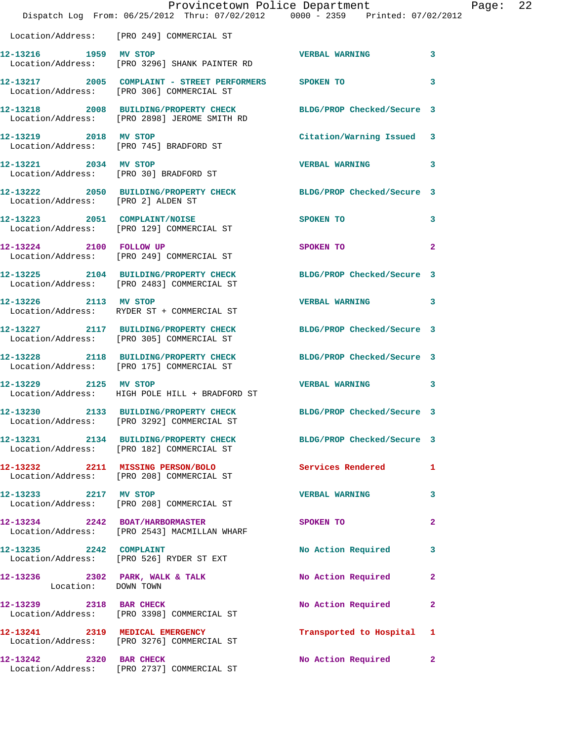Location/Address: [PRO 249] COMMERCIAL ST

| Call # | Time | Call Type | Disposition | Priority |
|---|---|---|---|---|
| 12-13216 | 1959 | MV STOP | VERBAL WARNING | 3 |
| | | Location/Address: [PRO 3296] SHANK PAINTER RD | | |
| 12-13217 | 2005 | COMPLAINT - STREET PERFORMERS | SPOKEN TO | 3 |
| | | Location/Address: [PRO 306] COMMERCIAL ST | | |
| 12-13218 | 2008 | BUILDING/PROPERTY CHECK | BLDG/PROP Checked/Secure | 3 |
| | | Location/Address: [PRO 2898] JEROME SMITH RD | | |
| 12-13219 | 2018 | MV STOP | Citation/Warning Issued | 3 |
| | | Location/Address: [PRO 745] BRADFORD ST | | |
| 12-13221 | 2034 | MV STOP | VERBAL WARNING | 3 |
| | | Location/Address: [PRO 30] BRADFORD ST | | |
| 12-13222 | 2050 | BUILDING/PROPERTY CHECK | BLDG/PROP Checked/Secure | 3 |
| | | Location/Address: [PRO 2] ALDEN ST | | |
| 12-13223 | 2051 | COMPLAINT/NOISE | SPOKEN TO | 3 |
| | | Location/Address: [PRO 129] COMMERCIAL ST | | |
| 12-13224 | 2100 | FOLLOW UP | SPOKEN TO | 2 |
| | | Location/Address: [PRO 249] COMMERCIAL ST | | |
| 12-13225 | 2104 | BUILDING/PROPERTY CHECK | BLDG/PROP Checked/Secure | 3 |
| | | Location/Address: [PRO 2483] COMMERCIAL ST | | |
| 12-13226 | 2113 | MV STOP | VERBAL WARNING | 3 |
| | | Location/Address: RYDER ST + COMMERCIAL ST | | |
| 12-13227 | 2117 | BUILDING/PROPERTY CHECK | BLDG/PROP Checked/Secure | 3 |
| | | Location/Address: [PRO 305] COMMERCIAL ST | | |
| 12-13228 | 2118 | BUILDING/PROPERTY CHECK | BLDG/PROP Checked/Secure | 3 |
| | | Location/Address: [PRO 175] COMMERCIAL ST | | |
| 12-13229 | 2125 | MV STOP | VERBAL WARNING | 3 |
| | | Location/Address: HIGH POLE HILL + BRADFORD ST | | |
| 12-13230 | 2133 | BUILDING/PROPERTY CHECK | BLDG/PROP Checked/Secure | 3 |
| | | Location/Address: [PRO 3292] COMMERCIAL ST | | |
| 12-13231 | 2134 | BUILDING/PROPERTY CHECK | BLDG/PROP Checked/Secure | 3 |
| | | Location/Address: [PRO 182] COMMERCIAL ST | | |
| 12-13232 | 2211 | MISSING PERSON/BOLO | Services Rendered | 1 |
| | | Location/Address: [PRO 208] COMMERCIAL ST | | |
| 12-13233 | 2217 | MV STOP | VERBAL WARNING | 3 |
| | | Location/Address: [PRO 208] COMMERCIAL ST | | |
| 12-13234 | 2242 | BOAT/HARBORMASTER | SPOKEN TO | 2 |
| | | Location/Address: [PRO 2543] MACMILLAN WHARF | | |
| 12-13235 | 2242 | COMPLAINT | No Action Required | 3 |
| | | Location/Address: [PRO 526] RYDER ST EXT | | |
| 12-13236 | 2302 | PARK, WALK & TALK | No Action Required | 2 |
| | | Location: DOWN TOWN | | |
| 12-13239 | 2318 | BAR CHECK | No Action Required | 2 |
| | | Location/Address: [PRO 3398] COMMERCIAL ST | | |
| 12-13241 | 2319 | MEDICAL EMERGENCY | Transported to Hospital | 1 |
| | | Location/Address: [PRO 3276] COMMERCIAL ST | | |
| 12-13242 | 2320 | BAR CHECK | No Action Required | 2 |
| | | Location/Address: [PRO 2737] COMMERCIAL ST | | |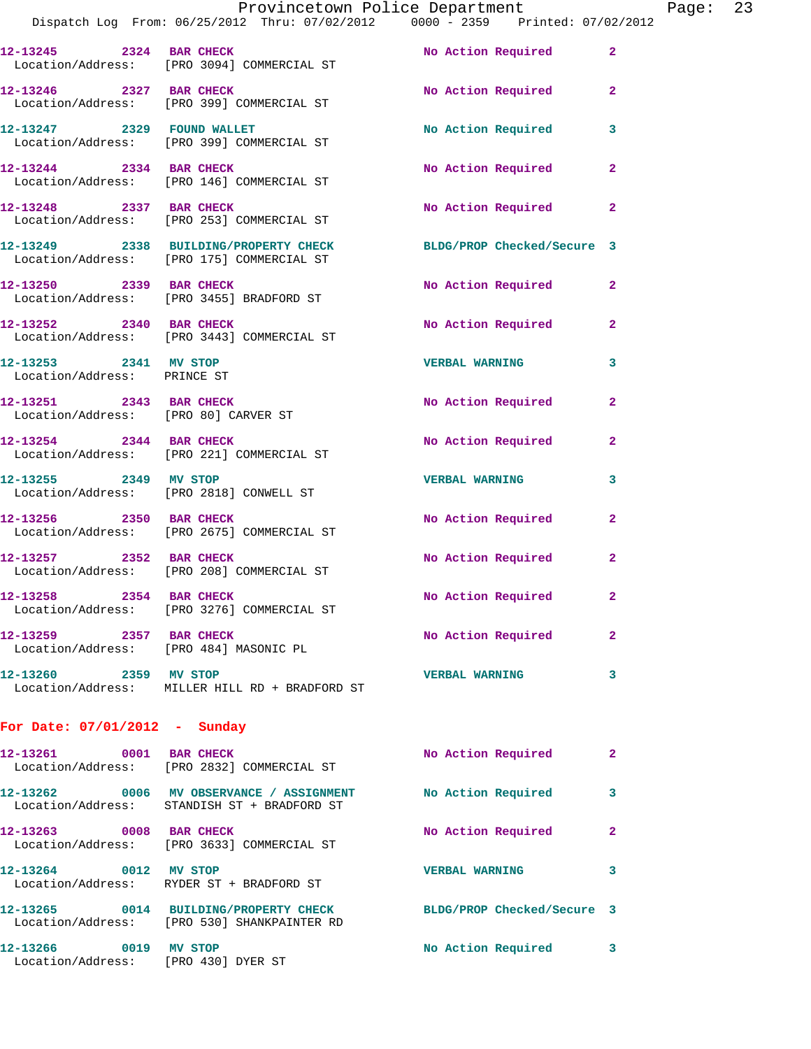12-13245 2324 BAR CHECK No Action Required 2
Location/Address: [PRO 3094] COMMERCIAL ST

12-13246 2327 BAR CHECK No Action Required 2
Location/Address: [PRO 399] COMMERCIAL ST

12-13247 2329 FOUND WALLET No Action Required 3
Location/Address: [PRO 399] COMMERCIAL ST

12-13244 2334 BAR CHECK No Action Required 2
Location/Address: [PRO 146] COMMERCIAL ST

12-13248 2337 BAR CHECK No Action Required 2
Location/Address: [PRO 253] COMMERCIAL ST

12-13249 2338 BUILDING/PROPERTY CHECK BLDG/PROP Checked/Secure 3
Location/Address: [PRO 175] COMMERCIAL ST

12-13250 2339 BAR CHECK No Action Required 2
Location/Address: [PRO 3455] BRADFORD ST

12-13252 2340 BAR CHECK No Action Required 2
Location/Address: [PRO 3443] COMMERCIAL ST

12-13253 2341 MV STOP VERBAL WARNING 3
Location/Address: PRINCE ST

12-13251 2343 BAR CHECK No Action Required 2
Location/Address: [PRO 80] CARVER ST

12-13254 2344 BAR CHECK No Action Required 2
Location/Address: [PRO 221] COMMERCIAL ST

12-13255 2349 MV STOP VERBAL WARNING 3
Location/Address: [PRO 2818] CONWELL ST

12-13256 2350 BAR CHECK No Action Required 2
Location/Address: [PRO 2675] COMMERCIAL ST

12-13257 2352 BAR CHECK No Action Required 2
Location/Address: [PRO 208] COMMERCIAL ST

12-13258 2354 BAR CHECK No Action Required 2
Location/Address: [PRO 3276] COMMERCIAL ST

12-13259 2357 BAR CHECK No Action Required 2
Location/Address: [PRO 484] MASONIC PL

12-13260 2359 MV STOP VERBAL WARNING 3
Location/Address: MILLER HILL RD + BRADFORD ST

**For Date: 07/01/2012 - Sunday**

12-13261 0001 BAR CHECK No Action Required 2
Location/Address: [PRO 2832] COMMERCIAL ST

12-13262 0006 MV OBSERVANCE / ASSIGNMENT No Action Required 3
Location/Address: STANDISH ST + BRADFORD ST

12-13263 0008 BAR CHECK No Action Required 2
Location/Address: [PRO 3633] COMMERCIAL ST

12-13264 0012 MV STOP VERBAL WARNING 3
Location/Address: RYDER ST + BRADFORD ST

12-13265 0014 BUILDING/PROPERTY CHECK BLDG/PROP Checked/Secure 3
Location/Address: [PRO 530] SHANKPAINTER RD

12-13266 0019 MV STOP No Action Required 3
Location/Address: [PRO 430] DYER ST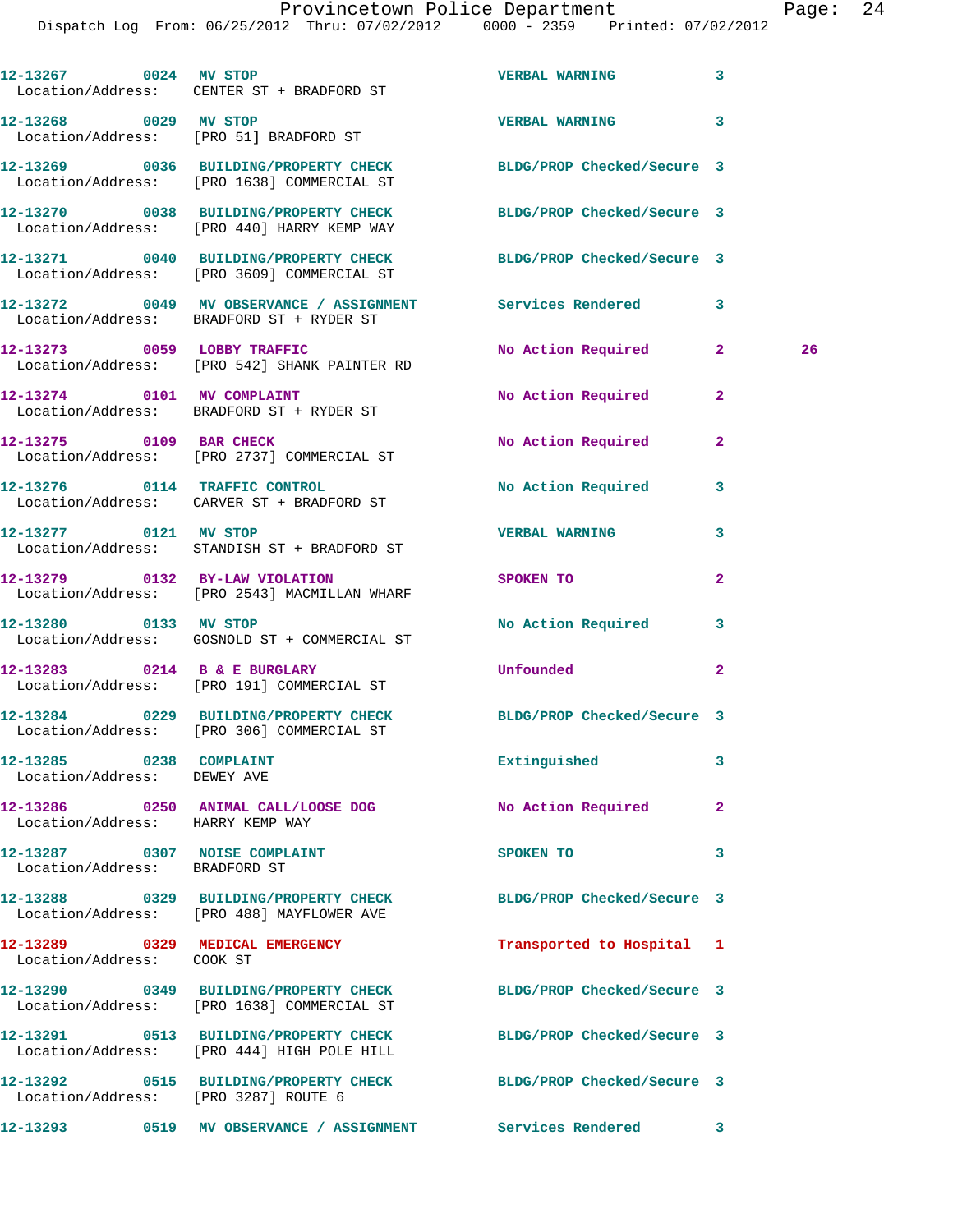12-13267 0024 MV STOP VERBAL WARNING 3
Location/Address: CENTER ST + BRADFORD ST

12-13268 0029 MV STOP VERBAL WARNING 3
Location/Address: [PRO 51] BRADFORD ST

12-13269 0036 BUILDING/PROPERTY CHECK BLDG/PROP Checked/Secure 3
Location/Address: [PRO 1638] COMMERCIAL ST

12-13270 0038 BUILDING/PROPERTY CHECK BLDG/PROP Checked/Secure 3
Location/Address: [PRO 440] HARRY KEMP WAY

12-13271 0040 BUILDING/PROPERTY CHECK BLDG/PROP Checked/Secure 3
Location/Address: [PRO 3609] COMMERCIAL ST

12-13272 0049 MV OBSERVANCE / ASSIGNMENT Services Rendered 3
Location/Address: BRADFORD ST + RYDER ST

12-13273 0059 LOBBY TRAFFIC No Action Required 2 26
Location/Address: [PRO 542] SHANK PAINTER RD

12-13274 0101 MV COMPLAINT No Action Required 2
Location/Address: BRADFORD ST + RYDER ST

12-13275 0109 BAR CHECK No Action Required 2
Location/Address: [PRO 2737] COMMERCIAL ST

12-13276 0114 TRAFFIC CONTROL No Action Required 3
Location/Address: CARVER ST + BRADFORD ST

12-13277 0121 MV STOP VERBAL WARNING 3
Location/Address: STANDISH ST + BRADFORD ST

12-13279 0132 BY-LAW VIOLATION SPOKEN TO 2
Location/Address: [PRO 2543] MACMILLAN WHARF

12-13280 0133 MV STOP No Action Required 3
Location/Address: GOSNOLD ST + COMMERCIAL ST

12-13283 0214 B & E BURGLARY Unfounded 2
Location/Address: [PRO 191] COMMERCIAL ST

12-13284 0229 BUILDING/PROPERTY CHECK BLDG/PROP Checked/Secure 3
Location/Address: [PRO 306] COMMERCIAL ST

12-13285 0238 COMPLAINT Extinguished 3
Location/Address: DEWEY AVE

12-13286 0250 ANIMAL CALL/LOOSE DOG No Action Required 2
Location/Address: HARRY KEMP WAY

12-13287 0307 NOISE COMPLAINT SPOKEN TO 3
Location/Address: BRADFORD ST

12-13288 0329 BUILDING/PROPERTY CHECK BLDG/PROP Checked/Secure 3
Location/Address: [PRO 488] MAYFLOWER AVE

12-13289 0329 MEDICAL EMERGENCY Transported to Hospital 1
Location/Address: COOK ST

12-13290 0349 BUILDING/PROPERTY CHECK BLDG/PROP Checked/Secure 3
Location/Address: [PRO 1638] COMMERCIAL ST

12-13291 0513 BUILDING/PROPERTY CHECK BLDG/PROP Checked/Secure 3
Location/Address: [PRO 444] HIGH POLE HILL

12-13292 0515 BUILDING/PROPERTY CHECK BLDG/PROP Checked/Secure 3
Location/Address: [PRO 3287] ROUTE 6

12-13293 0519 MV OBSERVANCE / ASSIGNMENT Services Rendered 3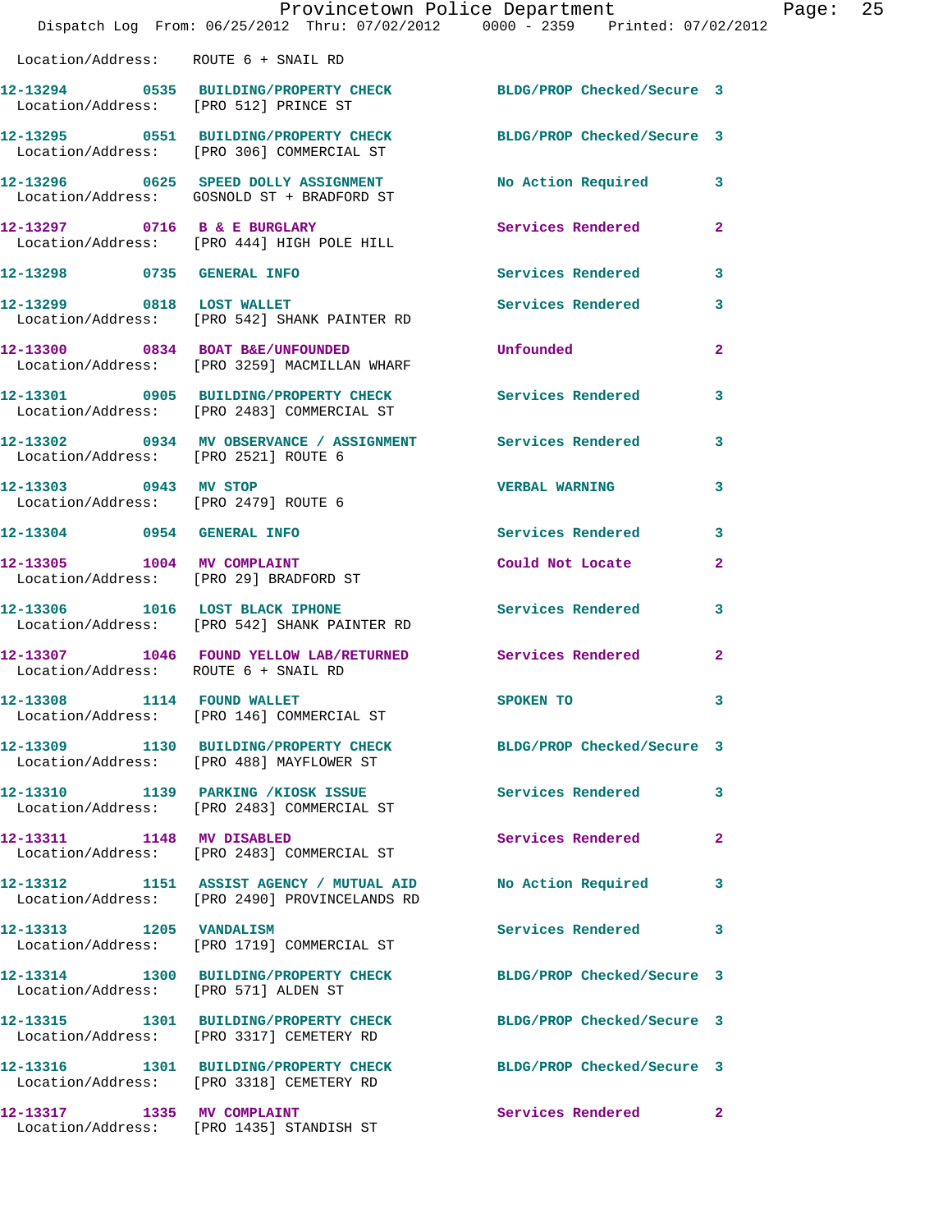Location/Address: ROUTE 6 + SNAIL RD

| Call # | Time | Call Reason | Action | Priority |
|---|---|---|---|---|
| 12-13294 | 0535 | BUILDING/PROPERTY CHECK | BLDG/PROP Checked/Secure | 3 |
| Location/Address: [PRO 512] PRINCE ST | | | | |
| 12-13295 | 0551 | BUILDING/PROPERTY CHECK | BLDG/PROP Checked/Secure | 3 |
| Location/Address: [PRO 306] COMMERCIAL ST | | | | |
| 12-13296 | 0625 | SPEED DOLLY ASSIGNMENT | No Action Required | 3 |
| Location/Address: GOSNOLD ST + BRADFORD ST | | | | |
| 12-13297 | 0716 | B & E BURGLARY | Services Rendered | 2 |
| Location/Address: [PRO 444] HIGH POLE HILL | | | | |
| 12-13298 | 0735 | GENERAL INFO | Services Rendered | 3 |
| 12-13299 | 0818 | LOST WALLET | Services Rendered | 3 |
| Location/Address: [PRO 542] SHANK PAINTER RD | | | | |
| 12-13300 | 0834 | BOAT B&E/UNFOUNDED | Unfounded | 2 |
| Location/Address: [PRO 3259] MACMILLAN WHARF | | | | |
| 12-13301 | 0905 | BUILDING/PROPERTY CHECK | Services Rendered | 3 |
| Location/Address: [PRO 2483] COMMERCIAL ST | | | | |
| 12-13302 | 0934 | MV OBSERVANCE / ASSIGNMENT | Services Rendered | 3 |
| Location/Address: [PRO 2521] ROUTE 6 | | | | |
| 12-13303 | 0943 | MV STOP | VERBAL WARNING | 3 |
| Location/Address: [PRO 2479] ROUTE 6 | | | | |
| 12-13304 | 0954 | GENERAL INFO | Services Rendered | 3 |
| 12-13305 | 1004 | MV COMPLAINT | Could Not Locate | 2 |
| Location/Address: [PRO 29] BRADFORD ST | | | | |
| 12-13306 | 1016 | LOST BLACK IPHONE | Services Rendered | 3 |
| Location/Address: [PRO 542] SHANK PAINTER RD | | | | |
| 12-13307 | 1046 | FOUND YELLOW LAB/RETURNED | Services Rendered | 2 |
| Location/Address: ROUTE 6 + SNAIL RD | | | | |
| 12-13308 | 1114 | FOUND WALLET | SPOKEN TO | 3 |
| Location/Address: [PRO 146] COMMERCIAL ST | | | | |
| 12-13309 | 1130 | BUILDING/PROPERTY CHECK | BLDG/PROP Checked/Secure | 3 |
| Location/Address: [PRO 488] MAYFLOWER ST | | | | |
| 12-13310 | 1139 | PARKING /KIOSK ISSUE | Services Rendered | 3 |
| Location/Address: [PRO 2483] COMMERCIAL ST | | | | |
| 12-13311 | 1148 | MV DISABLED | Services Rendered | 2 |
| Location/Address: [PRO 2483] COMMERCIAL ST | | | | |
| 12-13312 | 1151 | ASSIST AGENCY / MUTUAL AID | No Action Required | 3 |
| Location/Address: [PRO 2490] PROVINCELANDS RD | | | | |
| 12-13313 | 1205 | VANDALISM | Services Rendered | 3 |
| Location/Address: [PRO 1719] COMMERCIAL ST | | | | |
| 12-13314 | 1300 | BUILDING/PROPERTY CHECK | BLDG/PROP Checked/Secure | 3 |
| Location/Address: [PRO 571] ALDEN ST | | | | |
| 12-13315 | 1301 | BUILDING/PROPERTY CHECK | BLDG/PROP Checked/Secure | 3 |
| Location/Address: [PRO 3317] CEMETERY RD | | | | |
| 12-13316 | 1301 | BUILDING/PROPERTY CHECK | BLDG/PROP Checked/Secure | 3 |
| Location/Address: [PRO 3318] CEMETERY RD | | | | |
| 12-13317 | 1335 | MV COMPLAINT | Services Rendered | 2 |
| Location/Address: [PRO 1435] STANDISH ST | | | | |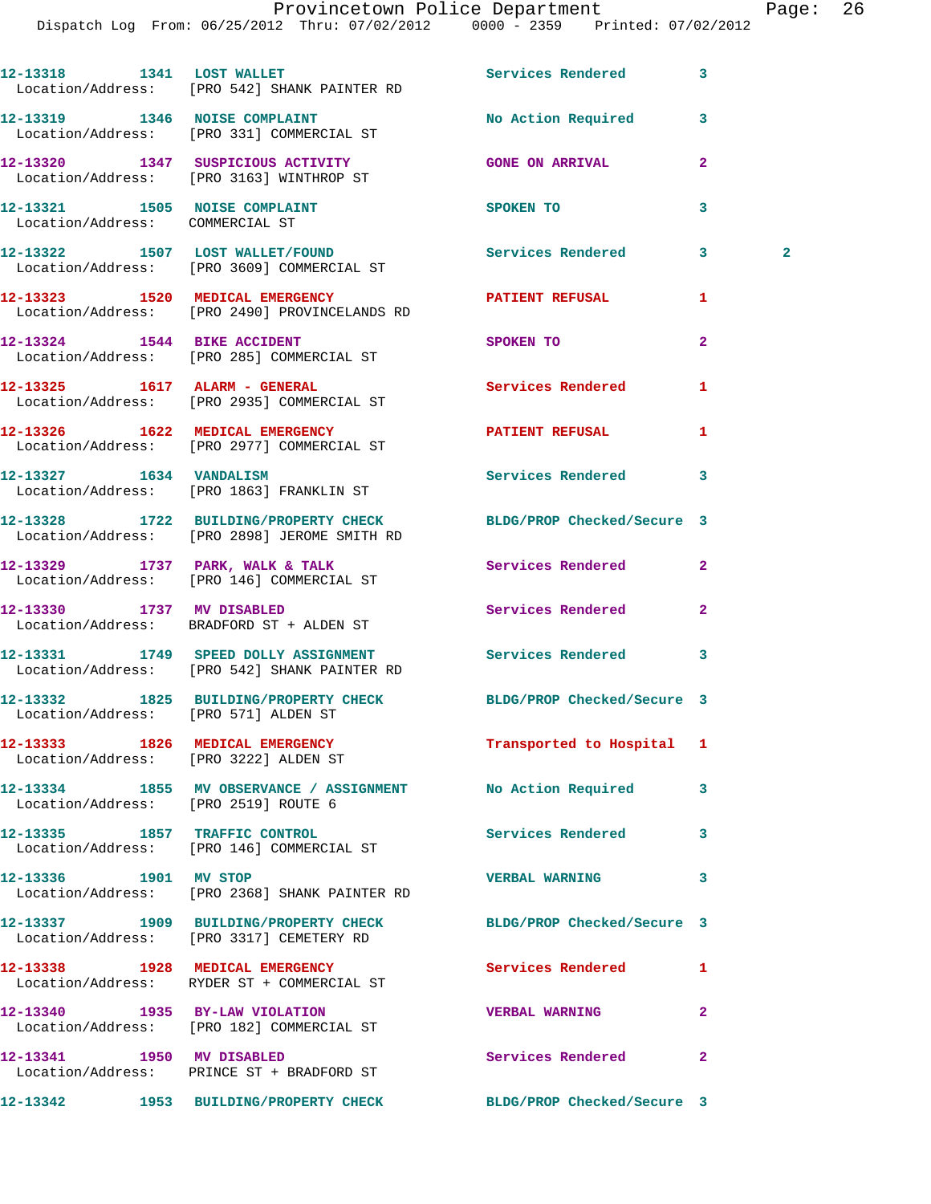12-13318 1341 LOST WALLET Services Rendered 3
Location/Address: [PRO 542] SHANK PAINTER RD

12-13319 1346 NOISE COMPLAINT No Action Required 3
Location/Address: [PRO 331] COMMERCIAL ST

12-13320 1347 SUSPICIOUS ACTIVITY GONE ON ARRIVAL 2
Location/Address: [PRO 3163] WINTHROP ST

12-13321 1505 NOISE COMPLAINT SPOKEN TO 3
Location/Address: COMMERCIAL ST

12-13322 1507 LOST WALLET/FOUND Services Rendered 3 2
Location/Address: [PRO 3609] COMMERCIAL ST

12-13323 1520 MEDICAL EMERGENCY PATIENT REFUSAL 1
Location/Address: [PRO 2490] PROVINCELANDS RD

12-13324 1544 BIKE ACCIDENT SPOKEN TO 2
Location/Address: [PRO 285] COMMERCIAL ST

12-13325 1617 ALARM - GENERAL Services Rendered 1
Location/Address: [PRO 2935] COMMERCIAL ST

12-13326 1622 MEDICAL EMERGENCY PATIENT REFUSAL 1
Location/Address: [PRO 2977] COMMERCIAL ST

12-13327 1634 VANDALISM Services Rendered 3
Location/Address: [PRO 1863] FRANKLIN ST

12-13328 1722 BUILDING/PROPERTY CHECK BLDG/PROP Checked/Secure 3
Location/Address: [PRO 2898] JEROME SMITH RD

12-13329 1737 PARK, WALK & TALK Services Rendered 2
Location/Address: [PRO 146] COMMERCIAL ST

12-13330 1737 MV DISABLED Services Rendered 2
Location/Address: BRADFORD ST + ALDEN ST

12-13331 1749 SPEED DOLLY ASSIGNMENT Services Rendered 3
Location/Address: [PRO 542] SHANK PAINTER RD

12-13332 1825 BUILDING/PROPERTY CHECK BLDG/PROP Checked/Secure 3
Location/Address: [PRO 571] ALDEN ST

12-13333 1826 MEDICAL EMERGENCY Transported to Hospital 1
Location/Address: [PRO 3222] ALDEN ST

12-13334 1855 MV OBSERVANCE / ASSIGNMENT No Action Required 3
Location/Address: [PRO 2519] ROUTE 6

12-13335 1857 TRAFFIC CONTROL Services Rendered 3
Location/Address: [PRO 146] COMMERCIAL ST

12-13336 1901 MV STOP VERBAL WARNING 3
Location/Address: [PRO 2368] SHANK PAINTER RD

12-13337 1909 BUILDING/PROPERTY CHECK BLDG/PROP Checked/Secure 3
Location/Address: [PRO 3317] CEMETERY RD

12-13338 1928 MEDICAL EMERGENCY Services Rendered 1
Location/Address: RYDER ST + COMMERCIAL ST

12-13340 1935 BY-LAW VIOLATION VERBAL WARNING 2
Location/Address: [PRO 182] COMMERCIAL ST

12-13341 1950 MV DISABLED Services Rendered 2
Location/Address: PRINCE ST + BRADFORD ST

12-13342 1953 BUILDING/PROPERTY CHECK BLDG/PROP Checked/Secure 3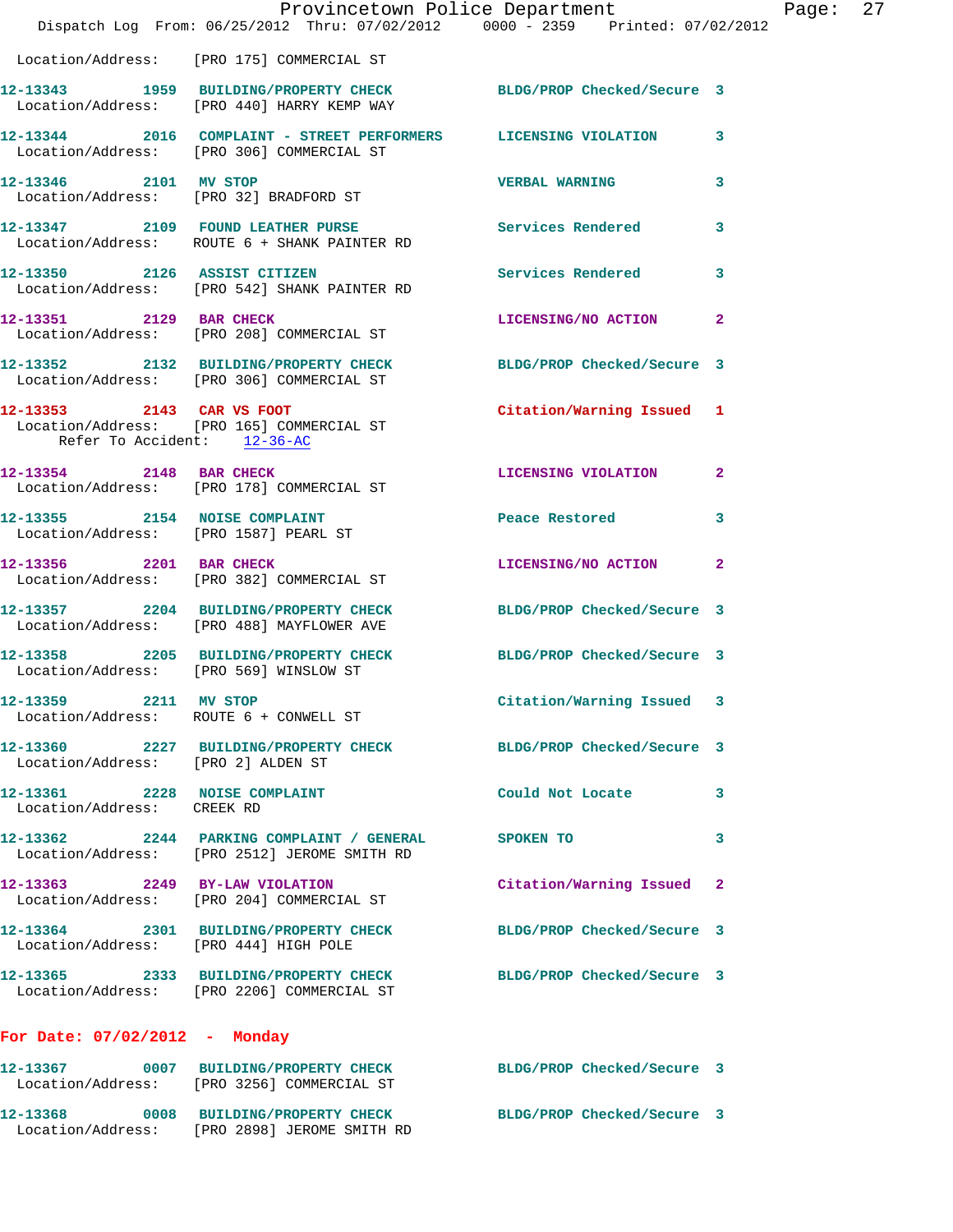Location/Address: [PRO 175] COMMERCIAL ST

**12-13343 1959 BUILDING/PROPERTY CHECK** — BLDG/PROP Checked/Secure 3
Location/Address: [PRO 440] HARRY KEMP WAY

**12-13344 2016 COMPLAINT - STREET PERFORMERS** — LICENSING VIOLATION 3
Location/Address: [PRO 306] COMMERCIAL ST

**12-13346 2101 MV STOP** — VERBAL WARNING 3
Location/Address: [PRO 32] BRADFORD ST

**12-13347 2109 FOUND LEATHER PURSE** — Services Rendered 3
Location/Address: ROUTE 6 + SHANK PAINTER RD

**12-13350 2126 ASSIST CITIZEN** — Services Rendered 3
Location/Address: [PRO 542] SHANK PAINTER RD

**12-13351 2129 BAR CHECK** — LICENSING/NO ACTION 2
Location/Address: [PRO 208] COMMERCIAL ST

**12-13352 2132 BUILDING/PROPERTY CHECK** — BLDG/PROP Checked/Secure 3
Location/Address: [PRO 306] COMMERCIAL ST

**12-13353 2143 CAR VS FOOT** — Citation/Warning Issued 1
Location/Address: [PRO 165] COMMERCIAL ST
Refer To Accident: 12-36-AC

**12-13354 2148 BAR CHECK** — LICENSING VIOLATION 2
Location/Address: [PRO 178] COMMERCIAL ST

**12-13355 2154 NOISE COMPLAINT** — Peace Restored 3
Location/Address: [PRO 1587] PEARL ST

**12-13356 2201 BAR CHECK** — LICENSING/NO ACTION 2
Location/Address: [PRO 382] COMMERCIAL ST

**12-13357 2204 BUILDING/PROPERTY CHECK** — BLDG/PROP Checked/Secure 3
Location/Address: [PRO 488] MAYFLOWER AVE

**12-13358 2205 BUILDING/PROPERTY CHECK** — BLDG/PROP Checked/Secure 3
Location/Address: [PRO 569] WINSLOW ST

**12-13359 2211 MV STOP** — Citation/Warning Issued 3
Location/Address: ROUTE 6 + CONWELL ST

**12-13360 2227 BUILDING/PROPERTY CHECK** — BLDG/PROP Checked/Secure 3
Location/Address: [PRO 2] ALDEN ST

**12-13361 2228 NOISE COMPLAINT** — Could Not Locate 3
Location/Address: CREEK RD

**12-13362 2244 PARKING COMPLAINT / GENERAL** — SPOKEN TO 3
Location/Address: [PRO 2512] JEROME SMITH RD

**12-13363 2249 BY-LAW VIOLATION** — Citation/Warning Issued 2
Location/Address: [PRO 204] COMMERCIAL ST

**12-13364 2301 BUILDING/PROPERTY CHECK** — BLDG/PROP Checked/Secure 3
Location/Address: [PRO 444] HIGH POLE

**12-13365 2333 BUILDING/PROPERTY CHECK** — BLDG/PROP Checked/Secure 3
Location/Address: [PRO 2206] COMMERCIAL ST

## For Date: 07/02/2012 - Monday

**12-13367 0007 BUILDING/PROPERTY CHECK** — BLDG/PROP Checked/Secure 3
Location/Address: [PRO 3256] COMMERCIAL ST

**12-13368 0008 BUILDING/PROPERTY CHECK** — BLDG/PROP Checked/Secure 3
Location/Address: [PRO 2898] JEROME SMITH RD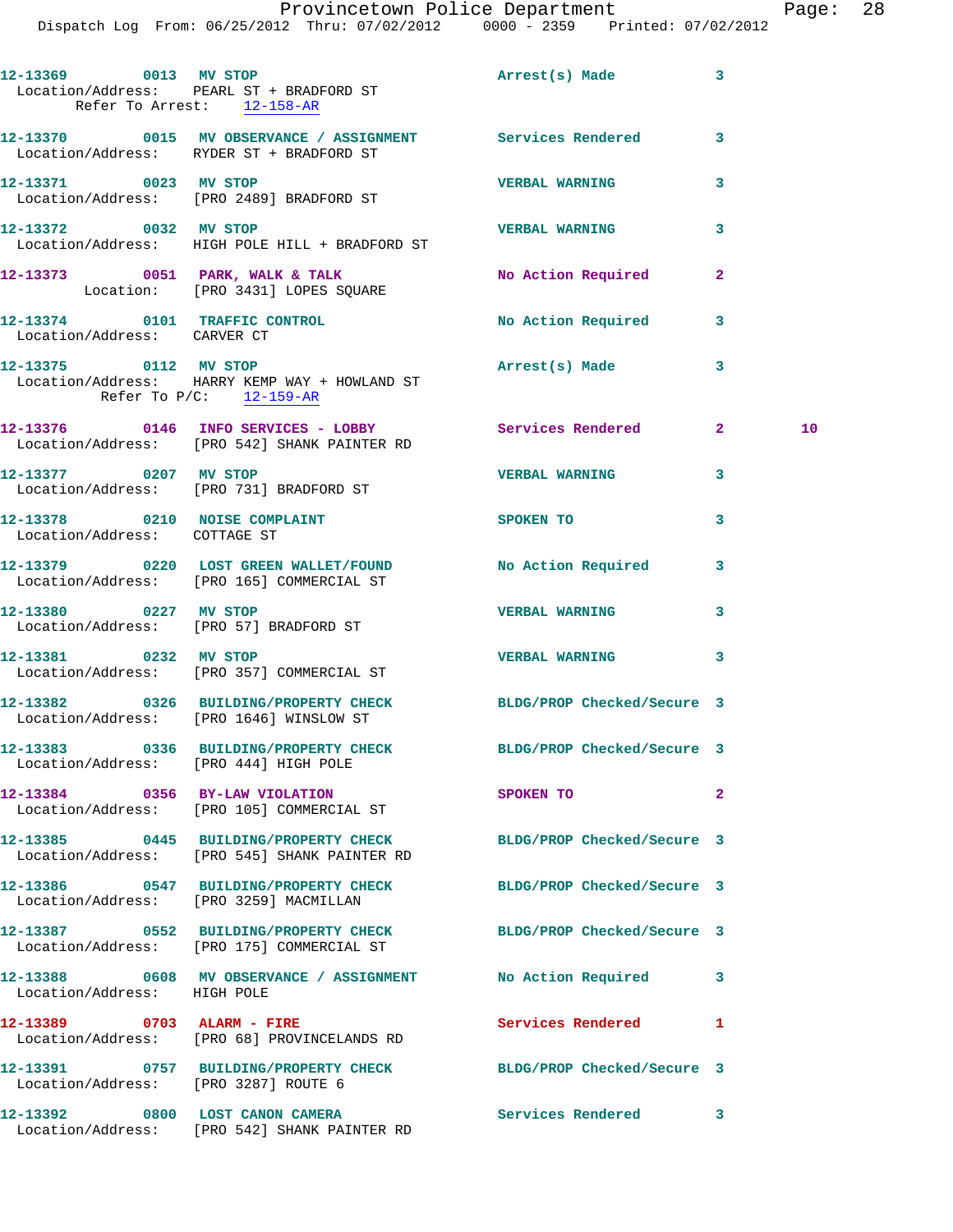12-13369 0013 MV STOP Arrest(s) Made 3
Location/Address: PEARL ST + BRADFORD ST
Refer To Arrest: 12-158-AR

12-13370 0015 MV OBSERVANCE / ASSIGNMENT Services Rendered 3
Location/Address: RYDER ST + BRADFORD ST

12-13371 0023 MV STOP VERBAL WARNING 3
Location/Address: [PRO 2489] BRADFORD ST

12-13372 0032 MV STOP VERBAL WARNING 3
Location/Address: HIGH POLE HILL + BRADFORD ST

12-13373 0051 PARK, WALK & TALK No Action Required 2
Location: [PRO 3431] LOPES SQUARE

12-13374 0101 TRAFFIC CONTROL No Action Required 3
Location/Address: CARVER CT

12-13375 0112 MV STOP Arrest(s) Made 3
Location/Address: HARRY KEMP WAY + HOWLAND ST
Refer To P/C: 12-159-AR

12-13376 0146 INFO SERVICES - LOBBY Services Rendered 2 10
Location/Address: [PRO 542] SHANK PAINTER RD

12-13377 0207 MV STOP VERBAL WARNING 3
Location/Address: [PRO 731] BRADFORD ST

12-13378 0210 NOISE COMPLAINT SPOKEN TO 3
Location/Address: COTTAGE ST

12-13379 0220 LOST GREEN WALLET/FOUND No Action Required 3
Location/Address: [PRO 165] COMMERCIAL ST

12-13380 0227 MV STOP VERBAL WARNING 3
Location/Address: [PRO 57] BRADFORD ST

12-13381 0232 MV STOP VERBAL WARNING 3
Location/Address: [PRO 357] COMMERCIAL ST

12-13382 0326 BUILDING/PROPERTY CHECK BLDG/PROP Checked/Secure 3
Location/Address: [PRO 1646] WINSLOW ST

12-13383 0336 BUILDING/PROPERTY CHECK BLDG/PROP Checked/Secure 3
Location/Address: [PRO 444] HIGH POLE

12-13384 0356 BY-LAW VIOLATION SPOKEN TO 2
Location/Address: [PRO 105] COMMERCIAL ST

12-13385 0445 BUILDING/PROPERTY CHECK BLDG/PROP Checked/Secure 3
Location/Address: [PRO 545] SHANK PAINTER RD

12-13386 0547 BUILDING/PROPERTY CHECK BLDG/PROP Checked/Secure 3
Location/Address: [PRO 3259] MACMILLAN

12-13387 0552 BUILDING/PROPERTY CHECK BLDG/PROP Checked/Secure 3
Location/Address: [PRO 175] COMMERCIAL ST

12-13388 0608 MV OBSERVANCE / ASSIGNMENT No Action Required 3
Location/Address: HIGH POLE

12-13389 0703 ALARM - FIRE Services Rendered 1
Location/Address: [PRO 68] PROVINCELANDS RD

12-13391 0757 BUILDING/PROPERTY CHECK BLDG/PROP Checked/Secure 3
Location/Address: [PRO 3287] ROUTE 6

12-13392 0800 LOST CANON CAMERA Services Rendered 3
Location/Address: [PRO 542] SHANK PAINTER RD